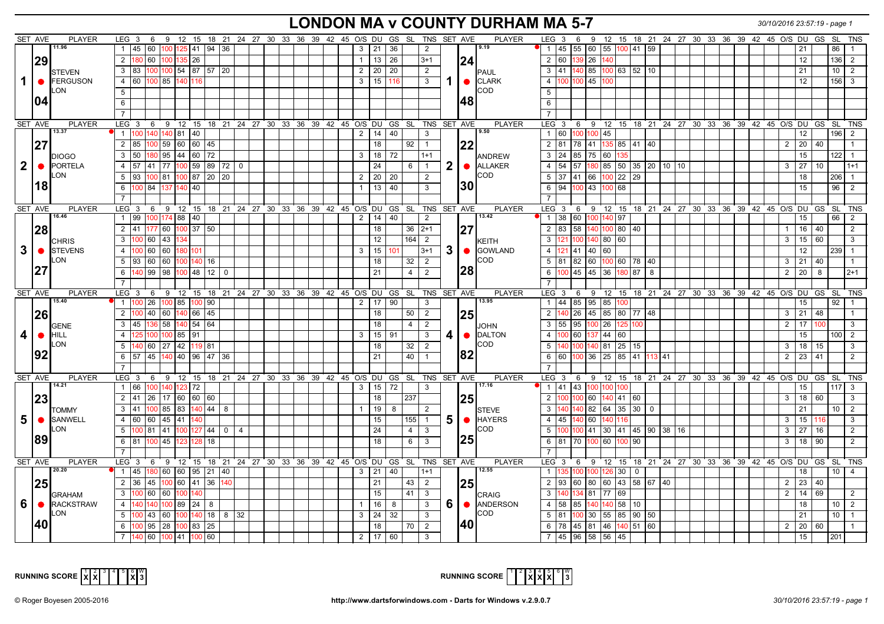# LONDON MA v COUNTY DURHAM MA 5-7

30/10/2016 23:57:19

## Set 1

**LON – STEVEN FERGUSON** (11.96) — Set Ave 29.04

| LEG | 3 | 6 | 9 | 12 | 15 | 18 | 21 | 24 | 27 | O/S | DU | GS | SL | TNS |
|---|---|---|---|---|---|---|---|---|---|---|---|---|---|---|
| 1 | 45 | 60 | 100 | 125 | 41 | 94 | 36 | | | 3 | 21 | 36 | | 2 |
| 2 | 180 | 60 | 100 | 135 | 26 | | | | | 1 | 13 | 26 | | 3+1 |
| 3 | 83 | 100 | 100 | 54 | 87 | 57 | 20 | | | 2 | 20 | 20 | | 2 |
| 4 | 60 | 100 | 85 | 140 | 116 | | | | | 3 | 15 | 116 | | 3 |

**COD – PAUL CLARK** (9.19) — Set Ave 24.48

| LEG | 3 | 6 | 9 | 12 | 15 | 18 | 21 | 24 | 27 | O/S | DU | GS | SL | TNS |
|---|---|---|---|---|---|---|---|---|---|---|---|---|---|---|
| 1 | 45 | 55 | 60 | 55 | 100 | 41 | 59 | | | | 21 | | 86 | 1 |
| 2 | 60 | 139 | 26 | 140 | | | | | | | 12 | | 136 | 2 |
| 3 | 41 | 140 | 85 | 100 | 63 | 52 | 10 | | | | 21 | | 10 | 2 |
| 4 | 100 | 100 | 45 | 100 | | | | | | | 12 | | 156 | 3 |

## Set 2

**LON – DIOGO PORTELA** (13.37) — Set Ave 27.18

| LEG | 3 | 6 | 9 | 12 | 15 | 18 | 21 | 24 | 27 | O/S | DU | GS | SL | TNS |
|---|---|---|---|---|---|---|---|---|---|---|---|---|---|---|
| 1 | 100 | 140 | 140 | 81 | 40 | | | | | 2 | 14 | 40 | | 3 |
| 2 | 85 | 100 | 59 | 60 | 60 | 45 | | | | | 18 | | 92 | 1 |
| 3 | 50 | 180 | 95 | 44 | 60 | 72 | | | | 3 | 18 | 72 | | 1+1 |
| 4 | 57 | 41 | 77 | 100 | 59 | 89 | 72 | 0 | | | 24 | | 6 | 1 |
| 5 | 93 | 100 | 81 | 100 | 87 | 20 | 20 | | | 2 | 20 | 20 | | 2 |
| 6 | 100 | 84 | 137 | 140 | 40 | | | | | 1 | 13 | 40 | | 3 |

**COD – ANDREW ALLAKER** (9.50) — Set Ave 22.30

| LEG | 3 | 6 | 9 | 12 | 15 | 18 | 21 | 24 | 27 | O/S | DU | GS | SL | TNS |
|---|---|---|---|---|---|---|---|---|---|---|---|---|---|---|
| 1 | 60 | 100 | 100 | 45 | | | | | | | 12 | | 196 | 2 |
| 2 | 81 | 78 | 41 | 135 | 85 | 41 | 40 | | | 2 | 20 | 40 | | 1 |
| 3 | 24 | 85 | 75 | 60 | 135 | | | | | | 15 | | 122 | 1 |
| 4 | 54 | 57 | 180 | 85 | 50 | 35 | 20 | 10 | 10 | 3 | 27 | 10 | | 1+1 |
| 5 | 37 | 41 | 66 | 100 | 22 | 29 | | | | | 18 | | 206 | 1 |
| 6 | 94 | 100 | 43 | 100 | 68 | | | | | | 15 | | 96 | 2 |

## Set 3

**LON – CHRIS STEVENS** (16.46) — Set Ave 28.27

| LEG | 3 | 6 | 9 | 12 | 15 | 18 | 21 | 24 | 27 | O/S | DU | GS | SL | TNS |
|---|---|---|---|---|---|---|---|---|---|---|---|---|---|---|
| 1 | 99 | 100 | 174 | 88 | 40 | | | | | 2 | 14 | 40 | | 2 |
| 2 | 41 | 177 | 60 | 100 | 37 | 50 | | | | | 18 | | 36 | 2+1 |
| 3 | 100 | 60 | 43 | 134 | | | | | | | 12 | | 164 | 2 |
| 4 | 100 | 60 | 60 | 180 | 101 | | | | | 3 | 15 | 101 | | 3+1 |
| 5 | 93 | 60 | 60 | 100 | 140 | 16 | | | | | 18 | | 32 | 2 |
| 6 | 140 | 99 | 98 | 100 | 48 | 12 | 0 | | | | 21 | | 4 | 2 |

**COD – KEITH GOWLAND** (13.42) — Set Ave 27.28

| LEG | 3 | 6 | 9 | 12 | 15 | 18 | 21 | 24 | 27 | O/S | DU | GS | SL | TNS |
|---|---|---|---|---|---|---|---|---|---|---|---|---|---|---|
| 1 | 38 | 60 | 100 | 140 | 97 | | | | | | 15 | | 66 | 2 |
| 2 | 83 | 58 | 140 | 100 | 80 | 40 | | | | 1 | 16 | 40 | | 2 |
| 3 | 121 | 100 | 140 | 80 | 60 | | | | | 3 | 15 | 60 | | 3 |
| 4 | 121 | 41 | 40 | 60 | | | | | | | 12 | | 239 | 1 |
| 5 | 81 | 82 | 60 | 100 | 60 | 78 | 40 | | | 3 | 21 | 40 | | 1 |
| 6 | 100 | 45 | 45 | 36 | 180 | 87 | 8 | | | 2 | 20 | 8 | | 2+1 |

## Set 4

**LON – GENE HILL** (15.40) — Set Ave 26.92

| LEG | 3 | 6 | 9 | 12 | 15 | 18 | 21 | 24 | 27 | O/S | DU | GS | SL | TNS |
|---|---|---|---|---|---|---|---|---|---|---|---|---|---|---|
| 1 | 100 | 26 | 100 | 85 | 100 | 90 | | | | 2 | 17 | 90 | | 3 |
| 2 | 100 | 40 | 60 | 140 | 66 | 45 | | | | | 18 | | 50 | 2 |
| 3 | 45 | 136 | 58 | 140 | 54 | 64 | | | | | 18 | | 4 | 2 |
| 4 | 125 | 100 | 100 | 85 | 91 | | | | | 3 | 15 | 91 | | 3 |
| 5 | 140 | 60 | 27 | 42 | 119 | 81 | | | | | 18 | | 32 | 2 |
| 6 | 57 | 45 | 140 | 40 | 96 | 47 | 36 | | | | 21 | | 40 | 1 |

**COD – JOHN DALTON** (13.95) — Set Ave 25.82

| LEG | 3 | 6 | 9 | 12 | 15 | 18 | 21 | 24 | 27 | O/S | DU | GS | SL | TNS |
|---|---|---|---|---|---|---|---|---|---|---|---|---|---|---|
| 1 | 44 | 85 | 95 | 85 | 100 | | | | | | 15 | | 92 | 1 |
| 2 | 140 | 26 | 45 | 85 | 80 | 77 | 48 | | | 3 | 21 | 48 | | 1 |
| 3 | 55 | 95 | 100 | 26 | 125 | 100 | | | | 2 | 17 | 100 | | 3 |
| 4 | 100 | 60 | 137 | 44 | 60 | | | | | | 15 | | 100 | 2 |
| 5 | 140 | 100 | 140 | 81 | 25 | 15 | | | | 3 | 18 | 15 | | 3 |
| 6 | 60 | 100 | 36 | 25 | 85 | 41 | 113 | 41 | | 2 | 23 | 41 | | 2 |

## Set 5

**LON – TOMMY SANWELL** (14.21) — Set Ave 23.89

| LEG | 3 | 6 | 9 | 12 | 15 | 18 | 21 | 24 | 27 | O/S | DU | GS | SL | TNS |
|---|---|---|---|---|---|---|---|---|---|---|---|---|---|---|
| 1 | 66 | 100 | 140 | 123 | 72 | | | | | 3 | 15 | 72 | | 3 |
| 2 | 41 | 26 | 17 | 60 | 60 | 60 | | | | | 18 | | 237 | |
| 3 | 41 | 100 | 85 | 83 | 140 | 44 | 8 | | | 1 | 19 | 8 | | 2 |
| 4 | 60 | 60 | 45 | 41 | 140 | | | | | | 15 | | 155 | 1 |
| 5 | 100 | 81 | 41 | 100 | 127 | 44 | 0 | 4 | | | 24 | | 4 | 3 |
| 6 | 81 | 100 | 45 | 123 | 128 | 18 | | | | | 18 | | 6 | 3 |

**COD – STEVE HAYERS** (17.16) — Set Ave 25.25

| LEG | 3 | 6 | 9 | 12 | 15 | 18 | 21 | 24 | 27 | O/S | DU | GS | SL | TNS |
|---|---|---|---|---|---|---|---|---|---|---|---|---|---|---|
| 1 | 41 | 43 | 100 | 100 | 100 | | | | | | 15 | | 117 | 3 |
| 2 | 100 | 100 | 60 | 140 | 41 | 60 | | | | 3 | 18 | 60 | | 3 |
| 3 | 140 | 140 | 82 | 64 | 35 | 30 | 0 | | | | 21 | | 10 | 2 |
| 4 | 45 | 140 | 60 | 140 | 116 | | | | | 3 | 15 | 116 | | 3 |
| 5 | 100 | 100 | 41 | 30 | 41 | 45 | 90 | 38 | 16 | 3 | 27 | 16 | | 2 |
| 6 | 81 | 70 | 100 | 60 | 100 | 90 | | | | 3 | 18 | 90 | | 2 |

## Set 6

**LON – GRAHAM RACKSTRAW** (20.20) — Set Ave 25.40

| LEG | 3 | 6 | 9 | 12 | 15 | 18 | 21 | 24 | 27 | O/S | DU | GS | SL | TNS |
|---|---|---|---|---|---|---|---|---|---|---|---|---|---|---|
| 1 | 45 | 180 | 60 | 60 | 95 | 21 | 40 | | | 3 | 21 | 40 | | 1+1 |
| 2 | 36 | 45 | 100 | 60 | 41 | 36 | 140 | | | | 21 | | 43 | 2 |
| 3 | 100 | 60 | 60 | 100 | 140 | | | | | | 15 | | 41 | 3 |
| 4 | 140 | 140 | 100 | 89 | 24 | 8 | | | | 1 | 16 | 8 | | 3 |
| 5 | 100 | 43 | 60 | 100 | 140 | 18 | 8 | 32 | | 3 | 24 | 32 | | 3 |
| 6 | 100 | 95 | 28 | 100 | 83 | 25 | | | | | 18 | | 70 | 2 |
| 7 | 140 | 60 | 100 | 41 | 100 | 60 | | | | 2 | 17 | 60 | | 3 |

**COD – CRAIG ANDERSON** (12.55) — Set Ave 25.40

| LEG | 3 | 6 | 9 | 12 | 15 | 18 | 21 | 24 | 27 | O/S | DU | GS | SL | TNS |
|---|---|---|---|---|---|---|---|---|---|---|---|---|---|---|
| 1 | 135 | 100 | 100 | 126 | 30 | 0 | | | | | 18 | | 10 | 4 |
| 2 | 93 | 60 | 80 | 60 | 43 | 58 | 67 | 40 | | 2 | 23 | 40 | | |
| 3 | 140 | 134 | 81 | 77 | 69 | | | | | 2 | 14 | 69 | | 2 |
| 4 | 58 | 85 | 140 | 140 | 58 | 10 | | | | | 18 | | 10 | 2 |
| 5 | 81 | 100 | 30 | 55 | 85 | 90 | 50 | | | | 21 | | 10 | 1 |
| 6 | 78 | 45 | 81 | 46 | 140 | 51 | 60 | | | 2 | 20 | 60 | | 1 |
| 7 | 45 | 96 | 58 | 56 | 45 | | | | | | 15 | | 201 | |

**RUNNING SCORE (LON)**

| 1 | 2 | 3 | 4 | 5 | 6 | W |
|---|---|---|---|---|---|---|
| X | X | | | | | 3 |

**RUNNING SCORE (COD)**

| 1 | 2 | 3 | 4 | 5 | 6 | W |
|---|---|---|---|---|---|---|
| | | X | X | X | | 3 |

© Roger Boyesen 2005-2016 — http://www.dartsforwindows.com - Darts for Windows v.2.9.0.7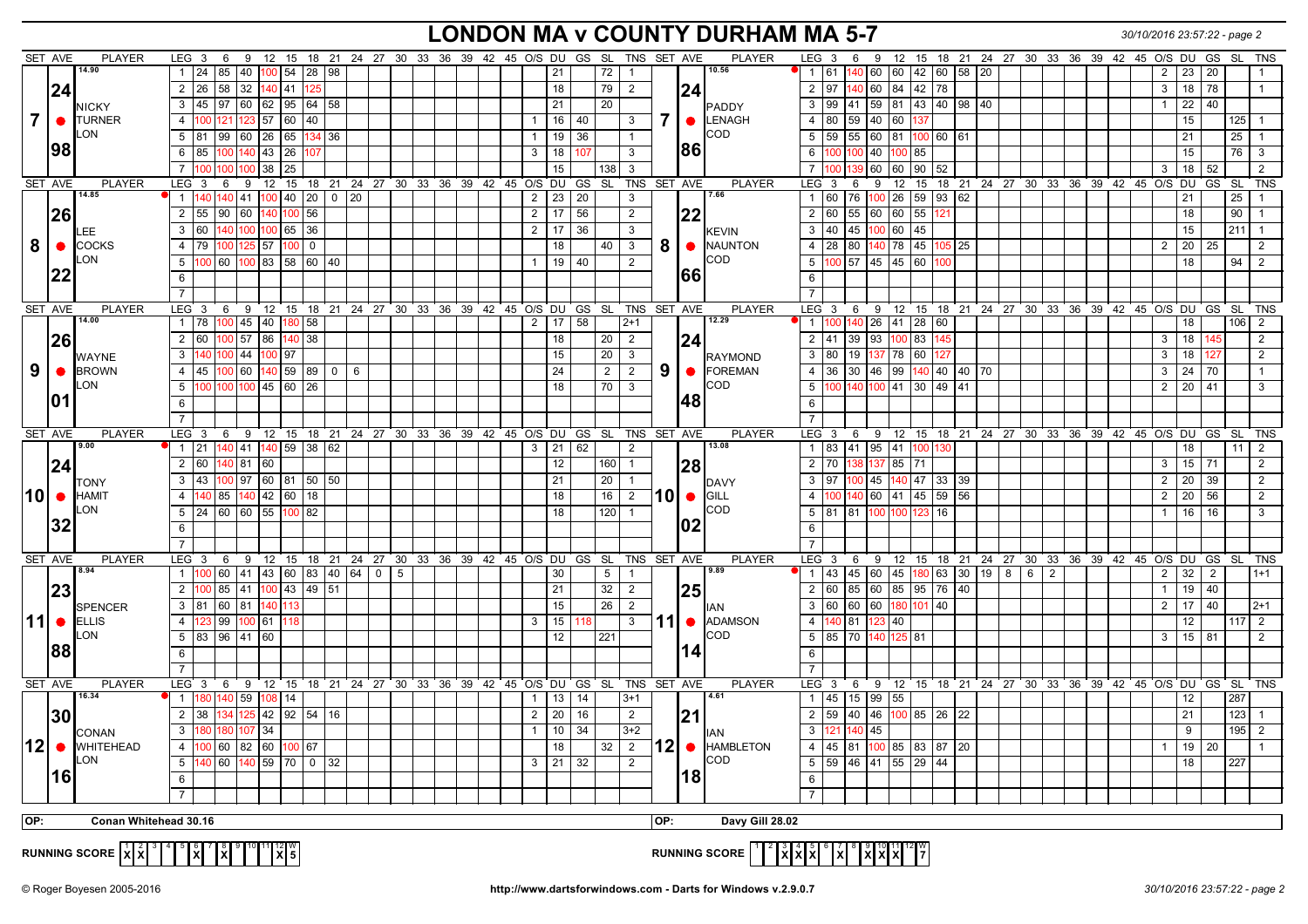# LONDON MA v COUNTY DURHAM MA 5-7

## Set 7

**NICKY TURNER (LON)** — SET AVE 24.98 (14.90)

| LEG | 3 | 6 | 9 | 12 | 15 | 18 | 21 | 24 | O/S | DU | GS | SL | TNS |
|---|---|---|---|---|---|---|---|---|---|---|---|---|---|
| 1 | 24 | 85 | 40 | 100 | 54 | 28 | 98 | | | 21 | | 72 | 1 |
| 2 | 26 | 58 | 32 | 140 | 41 | 125 | | | | 18 | | 79 | 2 |
| 3 | 45 | 97 | 60 | 62 | 95 | 64 | 58 | | | 21 | | 20 | |
| 4 | 100 | 121 | 123 | 57 | 60 | 40 | | | 1 | 16 | 40 | | 3 |
| 5 | 81 | 99 | 60 | 26 | 65 | 134 | 36 | | 1 | 19 | 36 | | 1 |
| 6 | 85 | 100 | 140 | 43 | 26 | 107 | | | 3 | 18 | 107 | | 3 |
| 7 | 100 | 100 | 100 | 38 | 25 | | | | | 15 | | 138 | 3 |

**PADDY LENAGH (COD)** — SET AVE 24.86 (10.56)

| LEG | 3 | 6 | 9 | 12 | 15 | 18 | 21 | 24 | O/S | DU | GS | SL | TNS |
|---|---|---|---|---|---|---|---|---|---|---|---|---|---|
| 1 | 61 | 140 | 60 | 60 | 42 | 60 | 58 | 20 | 2 | 23 | 20 | | 1 |
| 2 | 97 | 140 | 60 | 84 | 42 | 78 | | | 3 | 18 | 78 | | 1 |
| 3 | 99 | 41 | 59 | 81 | 43 | 40 | 98 | 40 | 1 | 22 | 40 | | |
| 4 | 80 | 59 | 40 | 60 | 137 | | | | | 15 | | 125 | 1 |
| 5 | 59 | 55 | 60 | 81 | 100 | 60 | 61 | | | 21 | | 25 | 1 |
| 6 | 100 | 100 | 40 | 100 | 85 | | | | | 15 | | 76 | 3 |
| 7 | 100 | 139 | 60 | 60 | 90 | 52 | | | 3 | 18 | 52 | | 2 |

## Set 8

**LEE COCKS (LON)** — SET AVE 26.22 (14.85)

| LEG | 3 | 6 | 9 | 12 | 15 | 18 | 21 | 24 | O/S | DU | GS | SL | TNS |
|---|---|---|---|---|---|---|---|---|---|---|---|---|---|
| 1 | 140 | 140 | 41 | 100 | 40 | 20 | 0 | 20 | 2 | 23 | 20 | | 3 |
| 2 | 55 | 90 | 60 | 140 | 100 | 56 | | | 2 | 17 | 56 | | 2 |
| 3 | 60 | 140 | 100 | 100 | 65 | 36 | | | 2 | 17 | 36 | | 3 |
| 4 | 79 | 100 | 125 | 57 | 100 | 0 | | | | 18 | | 40 | 3 |
| 5 | 100 | 60 | 100 | 83 | 58 | 60 | 40 | | 1 | 19 | 40 | | 2 |

**KEVIN NAUNTON (COD)** — SET AVE 22.66 (7.66)

| LEG | 3 | 6 | 9 | 12 | 15 | 18 | 21 | 24 | O/S | DU | GS | SL | TNS |
|---|---|---|---|---|---|---|---|---|---|---|---|---|---|
| 1 | 60 | 76 | 100 | 26 | 59 | 93 | 62 | | | 21 | | 25 | 1 |
| 2 | 60 | 55 | 60 | 60 | 55 | 121 | | | | 18 | | 90 | 1 |
| 3 | 40 | 45 | 100 | 60 | 45 | | | | | 15 | | 211 | 1 |
| 4 | 28 | 80 | 140 | 78 | 45 | 105 | 25 | | 2 | 20 | 25 | | 2 |
| 5 | 100 | 57 | 45 | 45 | 60 | 100 | | | | 18 | | 94 | 2 |

## Set 9

**WAYNE BROWN (LON)** — SET AVE 26.01 (14.00)

| LEG | 3 | 6 | 9 | 12 | 15 | 18 | 21 | 24 | O/S | DU | GS | SL | TNS |
|---|---|---|---|---|---|---|---|---|---|---|---|---|---|
| 1 | 78 | 100 | 45 | 40 | 180 | 58 | | | 2 | 17 | 58 | | 2+1 |
| 2 | 60 | 100 | 57 | 86 | 140 | 38 | | | | 18 | | 20 | 2 |
| 3 | 140 | 100 | 44 | 100 | 97 | | | | | 15 | | 20 | 3 |
| 4 | 45 | 100 | 60 | 140 | 59 | 89 | 0 | 6 | | 24 | | 2 | 2 |
| 5 | 100 | 100 | 100 | 45 | 60 | 26 | | | | 18 | | 70 | 3 |

**RAYMOND FOREMAN (COD)** — SET AVE 24.48 (12.29)

| LEG | 3 | 6 | 9 | 12 | 15 | 18 | 21 | 24 | O/S | DU | GS | SL | TNS |
|---|---|---|---|---|---|---|---|---|---|---|---|---|---|
| 1 | 100 | 140 | 26 | 41 | 28 | 60 | | | | 18 | | 106 | 2 |
| 2 | 41 | 39 | 93 | 100 | 83 | 145 | | | 3 | 18 | 145 | | 2 |
| 3 | 80 | 19 | 137 | 78 | 60 | 127 | | | 3 | 18 | 127 | | 2 |
| 4 | 36 | 30 | 46 | 99 | 140 | 40 | 40 | 70 | 3 | 24 | 70 | | 1 |
| 5 | 100 | 140 | 100 | 41 | 30 | 49 | 41 | | 2 | 20 | 41 | | 3 |

## Set 10

**TONY HAMIT (LON)** — SET AVE 24.32 (9.00)

| LEG | 3 | 6 | 9 | 12 | 15 | 18 | 21 | 24 | O/S | DU | GS | SL | TNS |
|---|---|---|---|---|---|---|---|---|---|---|---|---|---|
| 1 | 21 | 140 | 41 | 140 | 59 | 38 | 62 | | 3 | 21 | 62 | | 2 |
| 2 | 60 | 140 | 81 | 60 | | | | | | 12 | | 160 | 1 |
| 3 | 43 | 100 | 97 | 60 | 81 | 50 | 50 | | | 21 | | 20 | 1 |
| 4 | 140 | 85 | 140 | 42 | 60 | 18 | | | | 18 | | 16 | 2 |
| 5 | 24 | 60 | 60 | 55 | 100 | 82 | | | | 18 | | 120 | 1 |

**DAVY GILL (COD)** — SET AVE 28.02 (13.08)

| LEG | 3 | 6 | 9 | 12 | 15 | 18 | 21 | 24 | O/S | DU | GS | SL | TNS |
|---|---|---|---|---|---|---|---|---|---|---|---|---|---|
| 1 | 83 | 41 | 95 | 41 | 100 | 130 | | | | 18 | | 11 | 2 |
| 2 | 70 | 138 | 137 | 85 | 71 | | | | 3 | 15 | 71 | | 2 |
| 3 | 97 | 100 | 45 | 140 | 47 | 33 | 39 | | 2 | 20 | 39 | | 2 |
| 4 | 100 | 140 | 60 | 41 | 45 | 59 | 56 | | 2 | 20 | 56 | | 2 |
| 5 | 81 | 81 | 100 | 100 | 123 | 16 | | | 1 | 16 | 16 | | 3 |

## Set 11

**SPENCER ELLIS (LON)** — SET AVE 23.88 (8.94)

| LEG | 3 | 6 | 9 | 12 | 15 | 18 | 21 | 24 | 27 | 30 | 33 | O/S | DU | GS | SL | TNS |
|---|---|---|---|---|---|---|---|---|---|---|---|---|---|---|---|---|
| 1 | 100 | 60 | 41 | 43 | 60 | 83 | 40 | 64 | 0 | 5 | | | 30 | | 5 | 1 |
| 2 | 100 | 85 | 41 | 100 | 43 | 49 | 51 | | | | | | 21 | | 32 | 2 |
| 3 | 81 | 60 | 81 | 140 | 113 | | | | | | | | 15 | | 26 | 2 |
| 4 | 123 | 99 | 100 | 61 | 118 | | | | | | | 3 | 15 | 118 | | 3 |
| 5 | 83 | 96 | 41 | 60 | | | | | | | | | 12 | | 221 | |

**IAN ADAMSON (COD)** — SET AVE 25.14 (9.89)

| LEG | 3 | 6 | 9 | 12 | 15 | 18 | 21 | 24 | 27 | 30 | 33 | O/S | DU | GS | SL | TNS |
|---|---|---|---|---|---|---|---|---|---|---|---|---|---|---|---|---|
| 1 | 43 | 45 | 60 | 45 | 180 | 63 | 30 | 19 | 8 | 6 | 2 | 2 | 32 | 2 | | 1+1 |
| 2 | 60 | 85 | 60 | 85 | 95 | 76 | 40 | | | | | 1 | 19 | 40 | | |
| 3 | 60 | 60 | 60 | 180 | 101 | 40 | | | | | | 2 | 17 | 40 | | 2+1 |
| 4 | 140 | 81 | 123 | 40 | | | | | | | | | 12 | | 117 | 2 |
| 5 | 85 | 70 | 140 | 125 | 81 | | | | | | | 3 | 15 | 81 | | 2 |

## Set 12

**CONAN WHITEHEAD (LON)** — SET AVE 30.16 (16.34)

| LEG | 3 | 6 | 9 | 12 | 15 | 18 | 21 | 24 | O/S | DU | GS | SL | TNS |
|---|---|---|---|---|---|---|---|---|---|---|---|---|---|
| 1 | 180 | 140 | 59 | 108 | 14 | | | | 1 | 13 | 14 | | 3+1 |
| 2 | 38 | 134 | 125 | 42 | 92 | 54 | 16 | | 2 | 20 | 16 | | 2 |
| 3 | 180 | 180 | 107 | 34 | | | | | 1 | 10 | 34 | | 3+2 |
| 4 | 100 | 60 | 82 | 60 | 100 | 67 | | | | 18 | | 32 | 2 |
| 5 | 140 | 60 | 140 | 59 | 70 | 0 | 32 | | 3 | 21 | 32 | | 2 |

**IAN HAMBLETON (COD)** — SET AVE 21.18 (4.61)

| LEG | 3 | 6 | 9 | 12 | 15 | 18 | 21 | 24 | O/S | DU | GS | SL | TNS |
|---|---|---|---|---|---|---|---|---|---|---|---|---|---|
| 1 | 45 | 15 | 99 | 55 | | | | | | 12 | | 287 | |
| 2 | 59 | 40 | 46 | 100 | 85 | 26 | 22 | | | 21 | | 123 | 1 |
| 3 | 121 | 140 | 45 | | | | | | | 9 | | 195 | 2 |
| 4 | 45 | 81 | 100 | 85 | 83 | 87 | 20 | | 1 | 19 | 20 | | 1 |
| 5 | 59 | 46 | 41 | 55 | 29 | 44 | | | | 18 | | 227 | |

**OP:** Conan Whitehead 30.16 | **OP:** Davy Gill 28.02

**RUNNING SCORE (LONDON MA)**

| 1 | 2 | 3 | 4 | 5 | 6 | 7 | 8 | 9 | 10 | 11 | 12 | W |
|---|---|---|---|---|---|---|---|---|---|---|---|---|
| X | X | | | | X | | X | | | | X | 5 |

**RUNNING SCORE (COUNTY DURHAM MA)**

| 1 | 2 | 3 | 4 | 5 | 6 | 7 | 8 | 9 | 10 | 11 | 12 | W |
|---|---|---|---|---|---|---|---|---|---|---|---|---|
| | | X | X | X | | X | | X | X | X | | 7 |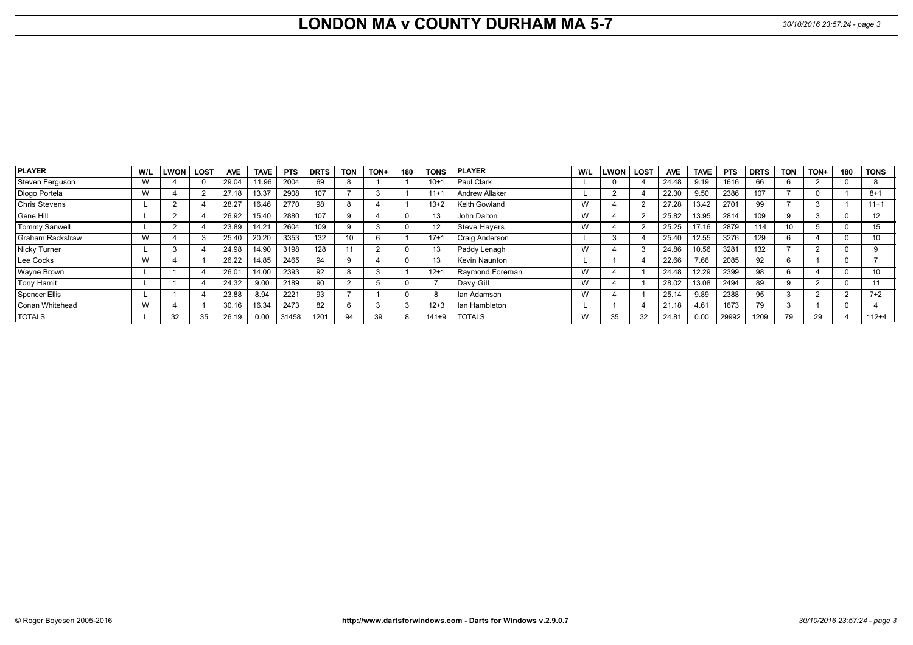# LONDON MA v COUNTY DURHAM MA 5-7

| PLAYER | W/L | LWON | LOST | AVE | TAVE | PTS | DRTS | TON | TON+ | 180 | TONS | PLAYER | W/L | LWON | LOST | AVE | TAVE | PTS | DRTS | TON | TON+ | 180 | TONS |
|---|---|---|---|---|---|---|---|---|---|---|---|---|---|---|---|---|---|---|---|---|---|---|---|
| Steven Ferguson | W | 4 | 0 | 29.04 | 11.96 | 2004 | 69 | 8 | 1 | 1 | 10+1 | Paul Clark | L | 0 | 4 | 24.48 | 9.19 | 1616 | 66 | 6 | 2 | 0 | 8 |
| Diogo Portela | W | 4 | 2 | 27.18 | 13.37 | 2908 | 107 | 7 | 3 | 1 | 11+1 | Andrew Allaker | L | 2 | 4 | 22.30 | 9.50 | 2386 | 107 | 7 | 0 | 1 | 8+1 |
| Chris Stevens | L | 2 | 4 | 28.27 | 16.46 | 2770 | 98 | 8 | 4 | 1 | 13+2 | Keith Gowland | W | 4 | 2 | 27.28 | 13.42 | 2701 | 99 | 7 | 3 | 1 | 11+1 |
| Gene Hill | L | 2 | 4 | 26.92 | 15.40 | 2880 | 107 | 9 | 4 | 0 | 13 | John Dalton | W | 4 | 2 | 25.82 | 13.95 | 2814 | 109 | 9 | 3 | 0 | 12 |
| Tommy Sanwell | L | 2 | 4 | 23.89 | 14.21 | 2604 | 109 | 9 | 3 | 0 | 12 | Steve Hayers | W | 4 | 2 | 25.25 | 17.16 | 2879 | 114 | 10 | 5 | 0 | 15 |
| Graham Rackstraw | W | 4 | 3 | 25.40 | 20.20 | 3353 | 132 | 10 | 6 | 1 | 17+1 | Craig Anderson | L | 3 | 4 | 25.40 | 12.55 | 3276 | 129 | 6 | 4 | 0 | 10 |
| Nicky Turner | L | 3 | 4 | 24.98 | 14.90 | 3198 | 128 | 11 | 2 | 0 | 13 | Paddy Lenagh | W | 4 | 3 | 24.86 | 10.56 | 3281 | 132 | 7 | 2 | 0 | 9 |
| Lee Cocks | W | 4 | 1 | 26.22 | 14.85 | 2465 | 94 | 9 | 4 | 0 | 13 | Kevin Naunton | L | 1 | 4 | 22.66 | 7.66 | 2085 | 92 | 6 | 1 | 0 | 7 |
| Wayne Brown | L | 1 | 4 | 26.01 | 14.00 | 2393 | 92 | 8 | 3 | 1 | 12+1 | Raymond Foreman | W | 4 | 1 | 24.48 | 12.29 | 2399 | 98 | 6 | 4 | 0 | 10 |
| Tony Hamit | L | 1 | 4 | 24.32 | 9.00 | 2189 | 90 | 2 | 5 | 0 | 7 | Davy Gill | W | 4 | 1 | 28.02 | 13.08 | 2494 | 89 | 9 | 2 | 0 | 11 |
| Spencer Ellis | L | 1 | 4 | 23.88 | 8.94 | 2221 | 93 | 7 | 1 | 0 | 8 | Ian Adamson | W | 4 | 1 | 25.14 | 9.89 | 2388 | 95 | 3 | 2 | 2 | 7+2 |
| Conan Whitehead | W | 4 | 1 | 30.16 | 16.34 | 2473 | 82 | 6 | 3 | 3 | 12+3 | Ian Hambleton | L | 1 | 4 | 21.18 | 4.61 | 1673 | 79 | 3 | 1 | 0 | 4 |
| TOTALS | L | 32 | 35 | 26.19 | 0.00 | 31458 | 1201 | 94 | 39 | 8 | 141+9 | TOTALS | W | 35 | 32 | 24.81 | 0.00 | 29992 | 1209 | 79 | 29 | 4 | 112+4 |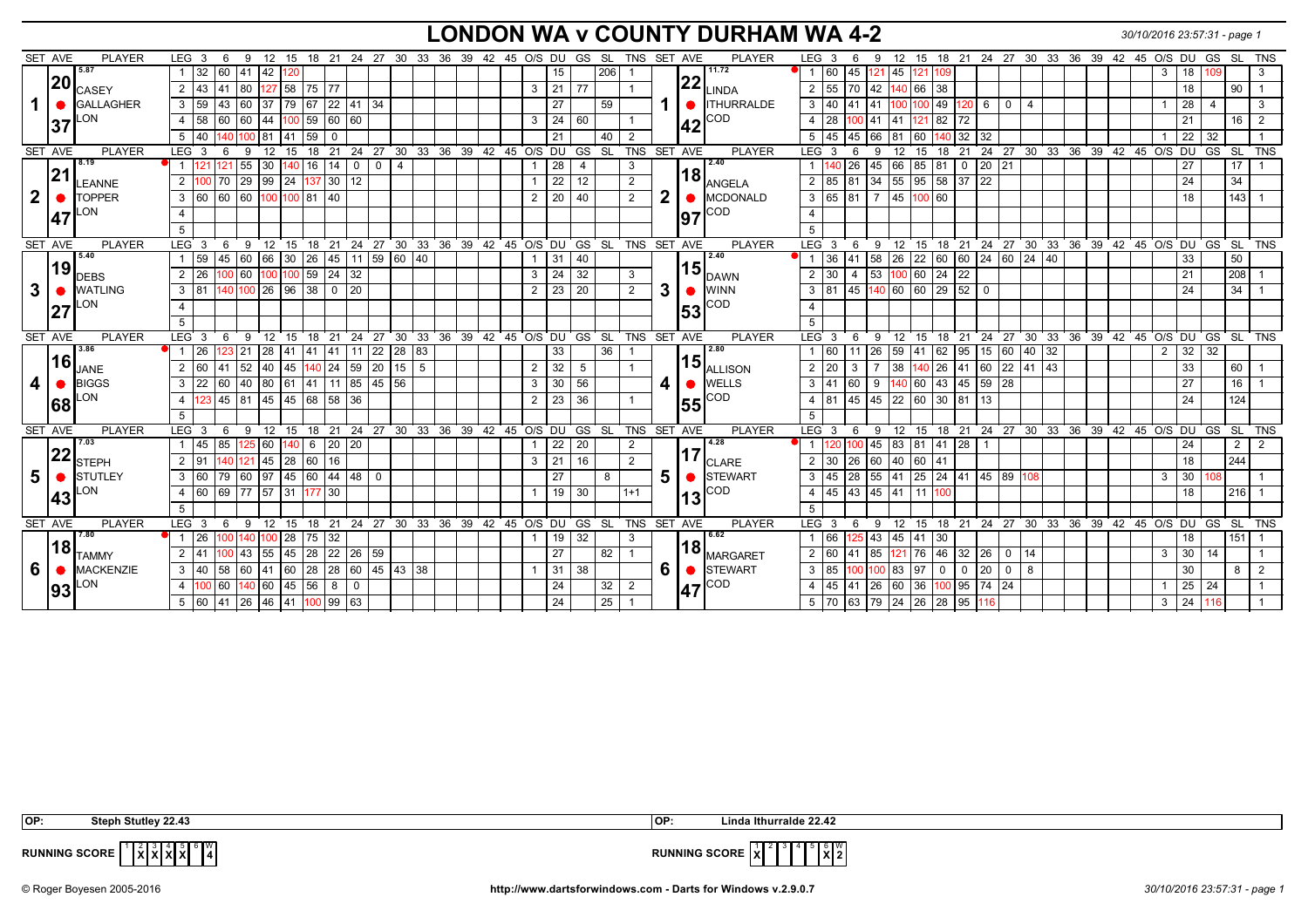# LONDON WA v COUNTY DURHAM WA 4-2

## Set 1

**LONDON WA — CASEY GALLAGHER (LON)** — SET AVE 20.37 (5.87)

| LEG | 3 | 6 | 9 | 12 | 15 | 18 | 21 | 24 | 27 | 30 | 33 | 36 | 39 | 42 | 45 | O/S | DU | GS | SL | TNS |
|---|---|---|---|---|---|---|---|---|---|---|---|---|---|---|---|---|---|---|---|---|
| 1 | 32 | 60 | 41 | 42 | 120 | | | | | | | | | | | | 15 | | 206 | 1 |
| 2 | 43 | 41 | 80 | 127 | 58 | 75 | 77 | | | | | | | | | 3 | 21 | 77 | | 1 |
| 3 | 59 | 43 | 60 | 37 | 79 | 67 | 22 | 41 | 34 | | | | | | | | 27 | | 59 | |
| 4 | 58 | 60 | 60 | 44 | 100 | 59 | 60 | 60 | | | | | | | | 3 | 24 | 60 | | 1 |
| 5 | 40 | 140 | 100 | 81 | 41 | 59 | 0 | | | | | | | | | | 21 | | 40 | 2 |

**COUNTY DURHAM WA — LINDA ITHURRALDE (COD)** — SET AVE 22.42 (11.72)

| LEG | 3 | 6 | 9 | 12 | 15 | 18 | 21 | 24 | 27 | 30 | 33 | 36 | 39 | 42 | 45 | O/S | DU | GS | SL | TNS |
|---|---|---|---|---|---|---|---|---|---|---|---|---|---|---|---|---|---|---|---|---|
| 1 | 60 | 45 | 121 | 45 | 121 | 109 | | | | | | | | | | 3 | 18 | 109 | | 3 |
| 2 | 55 | 70 | 42 | 140 | 66 | 38 | | | | | | | | | | | 18 | | 90 | 1 |
| 3 | 40 | 41 | 41 | 100 | 100 | 49 | 120 | 6 | 0 | 4 | | | | | | 1 | 28 | 4 | | 3 |
| 4 | 28 | 100 | 41 | 41 | 121 | 82 | 72 | | | | | | | | | | 21 | | 16 | 2 |
| 5 | 45 | 45 | 66 | 81 | 60 | 140 | 32 | 32 | | | | | | | | 1 | 22 | 32 | | 1 |

## Set 2

**LONDON WA — LEANNE TOPPER (LON)** — SET AVE 21.47 (8.19)

| LEG | 3 | 6 | 9 | 12 | 15 | 18 | 21 | 24 | 27 | 30 | 33 | 36 | 39 | 42 | 45 | O/S | DU | GS | SL | TNS |
|---|---|---|---|---|---|---|---|---|---|---|---|---|---|---|---|---|---|---|---|---|
| 1 | 121 | 121 | 55 | 30 | 140 | 16 | 14 | 0 | 0 | 4 | | | | | | 1 | 28 | 4 | | 3 |
| 2 | 100 | 70 | 29 | 99 | 24 | 137 | 30 | 12 | | | | | | | | 1 | 22 | 12 | | 2 |
| 3 | 60 | 60 | 60 | 100 | 100 | 81 | 40 | | | | | | | | | 2 | 20 | 40 | | 2 |
| 4 | | | | | | | | | | | | | | | | | | | | |
| 5 | | | | | | | | | | | | | | | | | | | | |

**COUNTY DURHAM WA — ANGELA MCDONALD (COD)** — SET AVE 18.97 (2.40)

| LEG | 3 | 6 | 9 | 12 | 15 | 18 | 21 | 24 | 27 | 30 | 33 | 36 | 39 | 42 | 45 | O/S | DU | GS | SL | TNS |
|---|---|---|---|---|---|---|---|---|---|---|---|---|---|---|---|---|---|---|---|---|
| 1 | 140 | 26 | 45 | 66 | 85 | 81 | 0 | 20 | 21 | | | | | | | | 27 | | 17 | 1 |
| 2 | 85 | 81 | 34 | 55 | 95 | 58 | 37 | 22 | | | | | | | | | 24 | | 34 | |
| 3 | 65 | 81 | 7 | 45 | 100 | 60 | | | | | | | | | | | 18 | | 143 | 1 |
| 4 | | | | | | | | | | | | | | | | | | | | |
| 5 | | | | | | | | | | | | | | | | | | | | |

## Set 3

**LONDON WA — DEBS WATLING (LON)** — SET AVE 19.27 (5.40)

| LEG | 3 | 6 | 9 | 12 | 15 | 18 | 21 | 24 | 27 | 30 | 33 | 36 | 39 | 42 | 45 | O/S | DU | GS | SL | TNS |
|---|---|---|---|---|---|---|---|---|---|---|---|---|---|---|---|---|---|---|---|---|
| 1 | 59 | 45 | 60 | 66 | 30 | 26 | 45 | 11 | 59 | 60 | 40 | | | | | 1 | 31 | 40 | | |
| 2 | 26 | 100 | 60 | 100 | 100 | 59 | 24 | 32 | | | | | | | | 3 | 24 | 32 | | 3 |
| 3 | 81 | 140 | 100 | 26 | 96 | 38 | 0 | 20 | | | | | | | | 2 | 23 | 20 | | 2 |
| 4 | | | | | | | | | | | | | | | | | | | | |
| 5 | | | | | | | | | | | | | | | | | | | | |

**COUNTY DURHAM WA — DAWN WINN (COD)** — SET AVE 15.53 (2.40)

| LEG | 3 | 6 | 9 | 12 | 15 | 18 | 21 | 24 | 27 | 30 | 33 | 36 | 39 | 42 | 45 | O/S | DU | GS | SL | TNS |
|---|---|---|---|---|---|---|---|---|---|---|---|---|---|---|---|---|---|---|---|---|
| 1 | 36 | 41 | 58 | 26 | 22 | 60 | 60 | 24 | 60 | 24 | 40 | | | | | | 33 | | 50 | |
| 2 | 30 | 4 | 53 | 100 | 60 | 24 | 22 | | | | | | | | | | 21 | | 208 | 1 |
| 3 | 81 | 45 | 140 | 60 | 60 | 29 | 52 | 0 | | | | | | | | | 24 | | 34 | 1 |
| 4 | | | | | | | | | | | | | | | | | | | | |
| 5 | | | | | | | | | | | | | | | | | | | | |

## Set 4

**LONDON WA — JANE BIGGS (LON)** — SET AVE 16.68 (3.86)

| LEG | 3 | 6 | 9 | 12 | 15 | 18 | 21 | 24 | 27 | 30 | 33 | 36 | 39 | 42 | 45 | O/S | DU | GS | SL | TNS |
|---|---|---|---|---|---|---|---|---|---|---|---|---|---|---|---|---|---|---|---|---|
| 1 | 26 | 123 | 21 | 28 | 41 | 41 | 41 | 11 | 22 | 28 | 83 | | | | | | 33 | | 36 | 1 |
| 2 | 60 | 41 | 52 | 40 | 45 | 140 | 24 | 59 | 20 | 15 | 5 | | | | | 2 | 32 | 5 | | 1 |
| 3 | 22 | 60 | 40 | 80 | 61 | 41 | 11 | 85 | 45 | 56 | | | | | | 3 | 30 | 56 | | |
| 4 | 123 | 45 | 81 | 45 | 45 | 68 | 58 | 36 | | | | | | | | 2 | 23 | 36 | | 1 |
| 5 | | | | | | | | | | | | | | | | | | | | |

**COUNTY DURHAM WA — ALLISON WELLS (COD)** — SET AVE 15.55 (2.80)

| LEG | 3 | 6 | 9 | 12 | 15 | 18 | 21 | 24 | 27 | 30 | 33 | 36 | 39 | 42 | 45 | O/S | DU | GS | SL | TNS |
|---|---|---|---|---|---|---|---|---|---|---|---|---|---|---|---|---|---|---|---|---|
| 1 | 60 | 11 | 26 | 59 | 41 | 62 | 95 | 15 | 60 | 40 | 32 | | | | | 2 | 32 | 32 | | |
| 2 | 20 | 3 | 7 | 38 | 140 | 26 | 41 | 60 | 22 | 41 | 43 | | | | | | 33 | | 60 | 1 |
| 3 | 41 | 60 | 9 | 140 | 60 | 43 | 45 | 59 | 28 | | | | | | | | 27 | | 16 | 1 |
| 4 | 81 | 45 | 45 | 22 | 60 | 30 | 81 | 13 | | | | | | | | | 24 | | 124 | |
| 5 | | | | | | | | | | | | | | | | | | | | |

## Set 5

**LONDON WA — STEPH STUTLEY (LON)** — SET AVE 22.43 (7.03)

| LEG | 3 | 6 | 9 | 12 | 15 | 18 | 21 | 24 | 27 | 30 | 33 | 36 | 39 | 42 | 45 | O/S | DU | GS | SL | TNS |
|---|---|---|---|---|---|---|---|---|---|---|---|---|---|---|---|---|---|---|---|---|
| 1 | 45 | 85 | 125 | 60 | 140 | 6 | 20 | 20 | | | | | | | | 1 | 22 | 20 | | 2 |
| 2 | 91 | 140 | 121 | 45 | 28 | 60 | 16 | | | | | | | | | 3 | 21 | 16 | | 2 |
| 3 | 60 | 79 | 60 | 97 | 45 | 60 | 44 | 48 | 0 | | | | | | | | 27 | | 8 | |
| 4 | 60 | 69 | 77 | 57 | 31 | 177 | 30 | | | | | | | | | 1 | 19 | 30 | | 1+1 |
| 5 | | | | | | | | | | | | | | | | | | | | |

**COUNTY DURHAM WA — CLARE STEWART (COD)** — SET AVE 17.13 (4.28)

| LEG | 3 | 6 | 9 | 12 | 15 | 18 | 21 | 24 | 27 | 30 | 33 | 36 | 39 | 42 | 45 | O/S | DU | GS | SL | TNS |
|---|---|---|---|---|---|---|---|---|---|---|---|---|---|---|---|---|---|---|---|---|
| 1 | 120 | 100 | 45 | 83 | 81 | 41 | 28 | 1 | | | | | | | | | 24 | | 2 | 2 |
| 2 | 30 | 26 | 60 | 40 | 60 | 41 | | | | | | | | | | | 18 | | 244 | |
| 3 | 45 | 28 | 55 | 41 | 25 | 24 | 41 | 45 | 89 | 108 | | | | | | 3 | 30 | 108 | | 1 |
| 4 | 45 | 43 | 45 | 41 | 11 | 100 | | | | | | | | | | | 18 | | 216 | 1 |
| 5 | | | | | | | | | | | | | | | | | | | | |

## Set 6

**LONDON WA — TAMMY MACKENZIE (LON)** — SET AVE 18.93 (7.80)

| LEG | 3 | 6 | 9 | 12 | 15 | 18 | 21 | 24 | 27 | 30 | 33 | 36 | 39 | 42 | 45 | O/S | DU | GS | SL | TNS |
|---|---|---|---|---|---|---|---|---|---|---|---|---|---|---|---|---|---|---|---|---|
| 1 | 26 | 100 | 140 | 100 | 28 | 75 | 32 | | | | | | | | | 1 | 19 | 32 | | 3 |
| 2 | 41 | 100 | 43 | 55 | 45 | 28 | 22 | 26 | 59 | | | | | | | | 27 | | 82 | 1 |
| 3 | 40 | 58 | 60 | 41 | 60 | 28 | 28 | 60 | 45 | 43 | 38 | | | | | 1 | 31 | 38 | | |
| 4 | 100 | 60 | 140 | 60 | 45 | 56 | 8 | 0 | | | | | | | | | 24 | | 32 | 2 |
| 5 | 60 | 41 | 26 | 46 | 41 | 100 | 99 | 63 | | | | | | | | | 24 | | 25 | 1 |

**COUNTY DURHAM WA — MARGARET STEWART (COD)** — SET AVE 18.47 (6.62)

| LEG | 3 | 6 | 9 | 12 | 15 | 18 | 21 | 24 | 27 | 30 | 33 | 36 | 39 | 42 | 45 | O/S | DU | GS | SL | TNS |
|---|---|---|---|---|---|---|---|---|---|---|---|---|---|---|---|---|---|---|---|---|
| 1 | 66 | 125 | 43 | 45 | 41 | 30 | | | | | | | | | | | 18 | | 151 | 1 |
| 2 | 60 | 41 | 85 | 121 | 76 | 46 | 32 | 26 | 0 | 14 | | | | | | 3 | 30 | 14 | | 1 |
| 3 | 85 | 100 | 100 | 83 | 97 | 0 | 0 | 20 | 0 | 8 | | | | | | | 30 | | 8 | 2 |
| 4 | 45 | 41 | 26 | 60 | 36 | 100 | 95 | 74 | 24 | | | | | | | 1 | 25 | 24 | | 1 |
| 5 | 70 | 63 | 79 | 24 | 26 | 28 | 95 | 116 | | | | | | | | 3 | 24 | 116 | | 1 |

**OP:** Steph Stutley 22.43 | **OP:** Linda Ithurralde 22.42

**RUNNING SCORE (LONDON WA)**

| 1 | 2 | 3 | 4 | 5 | 6 | W |
|---|---|---|---|---|---|---|
| | X | X | X | X | | 4 |

**RUNNING SCORE (COUNTY DURHAM WA)**

| 1 | 2 | 3 | 4 | 5 | 6 | W |
|---|---|---|---|---|---|---|
| X | | | | | X | 2 |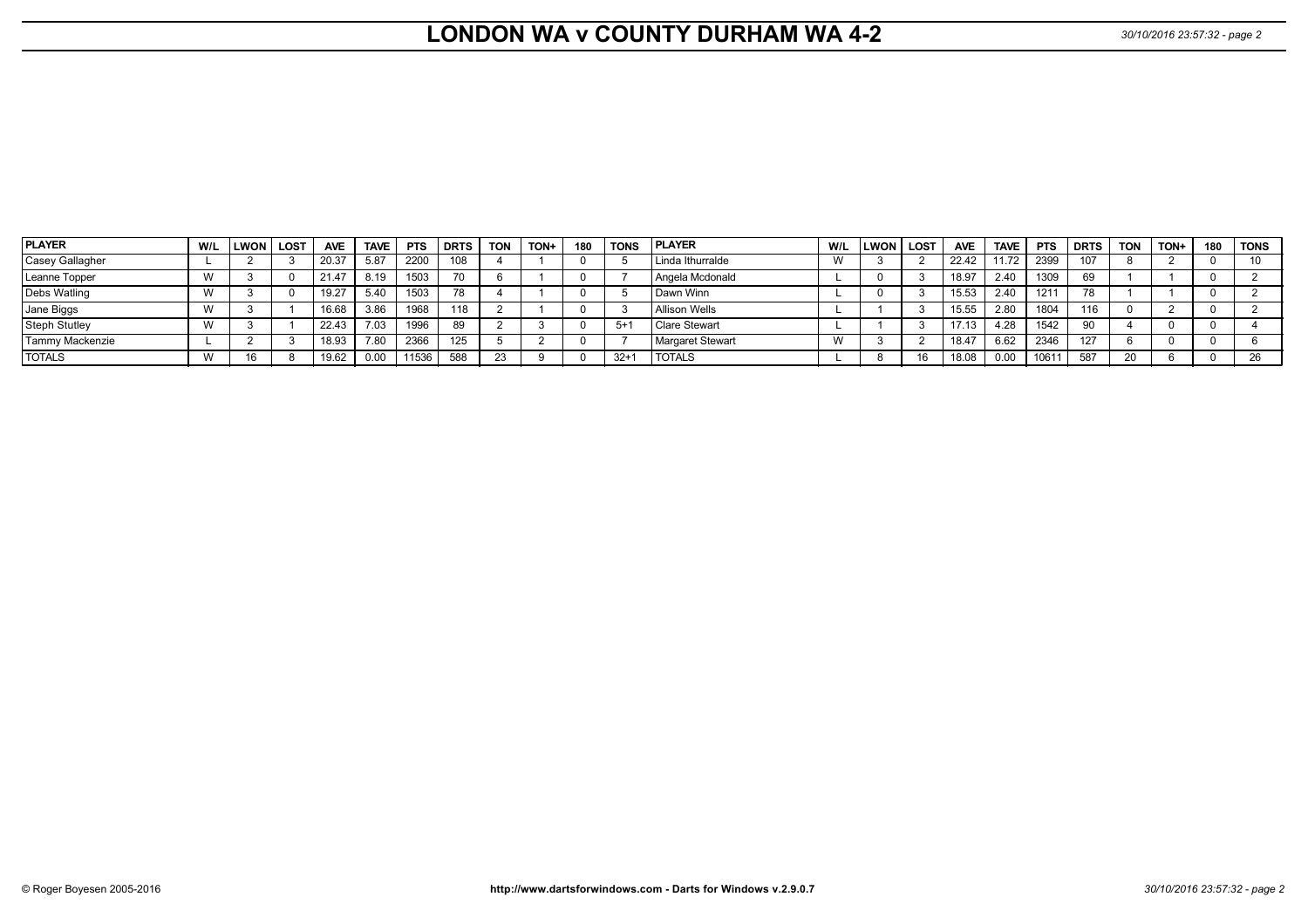# LONDON WA v COUNTY DURHAM WA 4-2

| PLAYER | W/L | LWON | LOST | AVE | TAVE | PTS | DRTS | TON | TON+ | 180 | TONS | PLAYER | W/L | LWON | LOST | AVE | TAVE | PTS | DRTS | TON | TON+ | 180 | TONS |
|---|---|---|---|---|---|---|---|---|---|---|---|---|---|---|---|---|---|---|---|---|---|---|---|
| Casey Gallagher | L | 2 | 3 | 20.37 | 5.87 | 2200 | 108 | 4 | 1 | 0 | 5 | Linda Ithurralde | W | 3 | 2 | 22.42 | 11.72 | 2399 | 107 | 8 | 2 | 0 | 10 |
| Leanne Topper | W | 3 | 0 | 21.47 | 8.19 | 1503 | 70 | 6 | 1 | 0 | 7 | Angela Mcdonald | L | 0 | 3 | 18.97 | 2.40 | 1309 | 69 | 1 | 1 | 0 | 2 |
| Debs Watling | W | 3 | 0 | 19.27 | 5.40 | 1503 | 78 | 4 | 1 | 0 | 5 | Dawn Winn | L | 0 | 3 | 15.53 | 2.40 | 1211 | 78 | 1 | 1 | 0 | 2 |
| Jane Biggs | W | 3 | 1 | 16.68 | 3.86 | 1968 | 118 | 2 | 1 | 0 | 3 | Allison Wells | L | 1 | 3 | 15.55 | 2.80 | 1804 | 116 | 0 | 2 | 0 | 2 |
| Steph Stutley | W | 3 | 1 | 22.43 | 7.03 | 1996 | 89 | 2 | 3 | 0 | 5+1 | Clare Stewart | L | 1 | 3 | 17.13 | 4.28 | 1542 | 90 | 4 | 0 | 0 | 4 |
| Tammy Mackenzie | L | 2 | 3 | 18.93 | 7.80 | 2366 | 125 | 5 | 2 | 0 | 7 | Margaret Stewart | W | 3 | 2 | 18.47 | 6.62 | 2346 | 127 | 6 | 0 | 0 | 6 |
| TOTALS | W | 16 | 8 | 19.62 | 0.00 | 11536 | 588 | 23 | 9 | 0 | 32+1 | TOTALS | L | 8 | 16 | 18.08 | 0.00 | 10611 | 587 | 20 | 6 | 0 | 26 |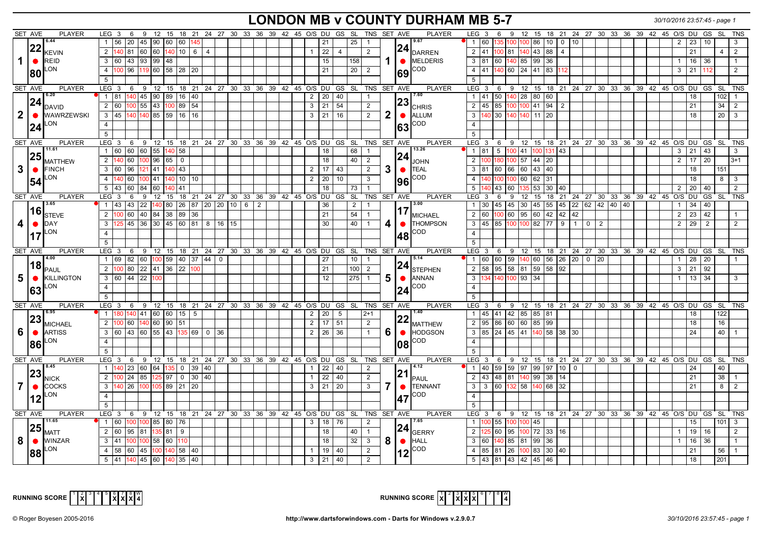# LONDON MB v COUNTY DURHAM MB 5-7

30/10/2016 23:57:45 - page 1

| SET | AVE | PLAYER | LEG | 3 | 6 | 9 | 12 | 15 | 18 | 21 | 24 | 27 | 30 | 33 | 36 | 39 | 42 | 45 | O/S | DU | GS | SL | TNS | SET | AVE | PLAYER | LEG | 3 | 6 | 9 | 12 | 15 | 18 | 21 | 24 | 27 | 30 | 33 | 36 | 39 | 42 | 45 | O/S | DU | GS | SL | TNS |
|---|---|---|---|---|---|---|---|---|---|---|---|---|---|---|---|---|---|---|---|---|---|---|---|---|---|---|---|---|---|---|---|---|---|---|---|---|---|---|---|---|---|---|---|---|---|---|---|
| 1 | 22.80 (6.44) | KEVIN REID LON | 1 | 56 | 20 | 45 | 90 | 60 | 60 | 145 | | | | | | | | | | 21 | | 25 | 1 | 1 | 24.69 (9.67) | DARREN MELDERIS COD | 1 | 60 | 135 | 100 | 100 | 86 | 10 | 0 | 10 | | | | | | | | 2 | 23 | 10 | | 3 |
| | | | 2 | 140 | 81 | 60 | 60 | 140 | 10 | 6 | 4 | | | | | | | | 1 | 22 | 4 | | 2 | | | | 2 | 41 | 100 | 81 | 140 | 43 | 88 | 4 | | | | | | | | | | 21 | | 4 | 2 |
| | | | 3 | 60 | 43 | 93 | 99 | 48 | | | | | | | | | | | | 15 | | 158 | | | | | 3 | 81 | 60 | 140 | 85 | 99 | 36 | | | | | | | | | | 1 | 16 | 36 | | 1 |
| | | | 4 | 100 | 96 | 119 | 60 | 58 | 28 | 20 | | | | | | | | | | 21 | | 20 | 2 | | | | 4 | 41 | 140 | 60 | 24 | 41 | 83 | 112 | | | | | | | | | 3 | 21 | 112 | | 2 |
| | | | 5 | | | | | | | | | | | | | | | | | | | | | | | | 5 | | | | | | | | | | | | | | | | | | | | |
| 2 | 24.24 (6.20) | DAVID WAWRZEWSKI LON | 1 | 81 | 140 | 45 | 90 | 89 | 16 | 40 | | | | | | | | | 2 | 20 | 40 | | 1 | 2 | 23.63 (7.60) | CHRIS ALLUM COD | 1 | 41 | 50 | 140 | 28 | 80 | 60 | | | | | | | | | | | 18 | | 102 | 1 |
| | | | 2 | 60 | 100 | 55 | 43 | 100 | 89 | 54 | | | | | | | | | 3 | 21 | 54 | | 2 | | | | 2 | 45 | 85 | 100 | 100 | 41 | 94 | 2 | | | | | | | | | | 21 | | 34 | 2 |
| | | | 3 | 45 | 140 | 140 | 85 | 59 | 16 | 16 | | | | | | | | | 3 | 21 | 16 | | 2 | | | | 3 | 140 | 30 | 140 | 140 | 11 | 20 | | | | | | | | | | | 18 | | 20 | 3 |
| | | | 4 | | | | | | | | | | | | | | | | | | | | | | | | 4 | | | | | | | | | | | | | | | | | | | | |
| | | | 5 | | | | | | | | | | | | | | | | | | | | | | | | 5 | | | | | | | | | | | | | | | | | | | | |
| 3 | 25.54 (11.61) | MATTHEW FINCH LON | 1 | 60 | 60 | 60 | 55 | 140 | 58 | | | | | | | | | | | 18 | | 68 | 1 | 3 | 24.96 (13.26) | JOHN TEAL COD | 1 | 81 | 5 | 100 | 41 | 100 | 131 | 43 | | | | | | | | | 3 | 21 | 43 | | 3 |
| | | | 2 | 140 | 60 | 100 | 96 | 65 | 0 | | | | | | | | | | | 18 | | 40 | 2 | | | | 2 | 100 | 180 | 100 | 57 | 44 | 20 | | | | | | | | | | 2 | 17 | 20 | | 3+1 |
| | | | 3 | 60 | 96 | 121 | 41 | 140 | 43 | | | | | | | | | | 2 | 17 | 43 | | 2 | | | | 3 | 81 | 60 | 66 | 60 | 43 | 40 | | | | | | | | | | | 18 | | 151 | |
| | | | 4 | 140 | 60 | 100 | 41 | 140 | 10 | 10 | | | | | | | | | 2 | 20 | 10 | | 3 | | | | 4 | 140 | 100 | 100 | 60 | 62 | 31 | | | | | | | | | | | 18 | | 8 | 3 |
| | | | 5 | 43 | 60 | 84 | 60 | 140 | 41 | | | | | | | | | | | 18 | | 73 | 1 | | | | 5 | 140 | 43 | 60 | 135 | 53 | 30 | 40 | | | | | | | | | 2 | 20 | 40 | | 2 |
| 4 | 16.17 (3.65) | STEVE DAY LON | 1 | 43 | 43 | 22 | 140 | 80 | 26 | 87 | 20 | 20 | 10 | 6 | 2 | | | | | 36 | | 2 | 1 | 4 | 17.48 (3.00) | MICHAEL THOMPSON COD | 1 | 30 | 45 | 45 | 30 | 45 | 55 | 45 | 22 | 62 | 42 | 40 | 40 | | | | 1 | 34 | 40 | | |
| | | | 2 | 100 | 60 | 40 | 84 | 38 | 89 | 36 | | | | | | | | | | 21 | | 54 | 1 | | | | 2 | 60 | 100 | 60 | 95 | 60 | 42 | 42 | 42 | | | | | | | | 2 | 23 | 42 | | 1 |
| | | | 3 | 125 | 45 | 36 | 30 | 45 | 60 | 81 | 8 | 16 | 15 | | | | | | | 30 | | 40 | 1 | | | | 3 | 45 | 85 | 100 | 100 | 82 | 77 | 9 | 1 | 0 | 2 | | | | | | 2 | 29 | 2 | | 2 |
| | | | 4 | | | | | | | | | | | | | | | | | | | | | | | | 4 | | | | | | | | | | | | | | | | | | | | |
| | | | 5 | | | | | | | | | | | | | | | | | | | | | | | | 5 | | | | | | | | | | | | | | | | | | | | |
| 5 | 18.63 (4.00) | PAUL KILLINGTON LON | 1 | 69 | 82 | 60 | 100 | 59 | 40 | 37 | 44 | 0 | | | | | | | | 27 | | 10 | 1 | 5 | 24.24 (5.14) | STEPHEN ANNAN COD | 1 | 60 | 60 | 59 | 140 | 60 | 56 | 26 | 20 | 0 | 20 | | | | | | 1 | 28 | 20 | | 1 |
| | | | 2 | 100 | 80 | 22 | 41 | 36 | 22 | 100 | | | | | | | | | | 21 | | 100 | 2 | | | | 2 | 58 | 95 | 58 | 81 | 59 | 58 | 92 | | | | | | | | | 3 | 21 | 92 | | |
| | | | 3 | 60 | 44 | 22 | 100 | | | | | | | | | | | | | 12 | | 275 | 1 | | | | 3 | 134 | 140 | 100 | 93 | 34 | | | | | | | | | | | 1 | 13 | 34 | | 3 |
| | | | 4 | | | | | | | | | | | | | | | | | | | | | | | | 4 | | | | | | | | | | | | | | | | | | | | |
| | | | 5 | | | | | | | | | | | | | | | | | | | | | | | | 5 | | | | | | | | | | | | | | | | | | | | |
| 6 | 23.86 (6.95) | MICHAEL ARTISS LON | 1 | 180 | 140 | 41 | 60 | 60 | 15 | 5 | | | | | | | | | 2 | 20 | 5 | | 2+1 | 6 | 22.08 (1.40) | MATTHEW HODGSON COD | 1 | 45 | 41 | 42 | 85 | 85 | 81 | | | | | | | | | | | 18 | | 122 | |
| | | | 2 | 100 | 60 | 140 | 60 | 90 | 51 | | | | | | | | | | 2 | 17 | 51 | | 2 | | | | 2 | 95 | 86 | 60 | 60 | 85 | 99 | | | | | | | | | | | 18 | | 16 | |
| | | | 3 | 60 | 43 | 60 | 55 | 43 | 135 | 69 | 0 | 36 | | | | | | | 2 | 26 | 36 | | 1 | | | | 3 | 85 | 24 | 45 | 41 | 140 | 58 | 38 | 30 | | | | | | | | | 24 | | 40 | 1 |
| | | | 4 | | | | | | | | | | | | | | | | | | | | | | | | 4 | | | | | | | | | | | | | | | | | | | | |
| | | | 5 | | | | | | | | | | | | | | | | | | | | | | | | 5 | | | | | | | | | | | | | | | | | | | | |
| 7 | 23.12 (8.45) | NICK COCKS LON | 1 | 140 | 23 | 60 | 64 | 135 | 0 | 39 | 40 | | | | | | | | 1 | 22 | 40 | | 2 | 7 | 21.47 (4.12) | PAUL TENNANT COD | 1 | 40 | 59 | 59 | 97 | 99 | 97 | 10 | 0 | | | | | | | | | 24 | | 40 | |
| | | | 2 | 100 | 24 | 85 | 125 | 97 | 0 | 30 | 40 | | | | | | | | 1 | 22 | 40 | | 2 | | | | 2 | 43 | 48 | 81 | 140 | 99 | 38 | 14 | | | | | | | | | | 21 | | 38 | 1 |
| | | | 3 | 140 | 26 | 100 | 105 | 89 | 21 | 20 | | | | | | | | | 3 | 21 | 20 | | 3 | | | | 3 | 3 | 60 | 132 | 58 | 140 | 68 | 32 | | | | | | | | | | 21 | | 8 | 2 |
| | | | 4 | | | | | | | | | | | | | | | | | | | | | | | | 4 | | | | | | | | | | | | | | | | | | | | |
| | | | 5 | | | | | | | | | | | | | | | | | | | | | | | | 5 | | | | | | | | | | | | | | | | | | | | |
| 8 | 25.88 (11.65) | MATT WINZAR LON | 1 | 60 | 100 | 100 | 85 | 80 | 76 | | | | | | | | | | 3 | 18 | 76 | | 2 | 8 | 24.12 (7.65) | GERRY HALL COD | 1 | 100 | 55 | 100 | 100 | 45 | | | | | | | | | | | | 15 | | 101 | 3 |
| | | | 2 | 60 | 95 | 81 | 135 | 81 | 9 | | | | | | | | | | | 18 | | 40 | 1 | | | | 2 | 125 | 60 | 95 | 100 | 72 | 33 | 16 | | | | | | | | | 1 | 19 | 16 | | 2 |
| | | | 3 | 41 | 100 | 100 | 58 | 60 | 110 | | | | | | | | | | | 18 | | 32 | 3 | | | | 3 | 60 | 140 | 85 | 81 | 99 | 36 | | | | | | | | | | 1 | 16 | 36 | | 1 |
| | | | 4 | 58 | 60 | 45 | 100 | 140 | 58 | 40 | | | | | | | | | 1 | 19 | 40 | | 2 | | | | 4 | 85 | 81 | 26 | 100 | 83 | 30 | 40 | | | | | | | | | | 21 | | 56 | 1 |
| | | | 5 | 41 | 140 | 45 | 60 | 140 | 35 | 40 | | | | | | | | | 3 | 21 | 40 | | 2 | | | | 5 | 43 | 81 | 43 | 42 | 45 | 46 | | | | | | | | | | | 18 | | 201 | |

**RUNNING SCORE** (LON): 1: –, 2: X, 3: –, 4: –, 5: –, 6: X, 7: X, 8: X, W: 4

**RUNNING SCORE** (COD): 1: X, 2: –, 3: X, 4: X, 5: X, 6: –, 7: –, 8: –, W: 4

© Roger Boyesen 2005-2016 http://www.dartsforwindows.com - Darts for Windows v.2.9.0.7 30/10/2016 23:57:45 - page 1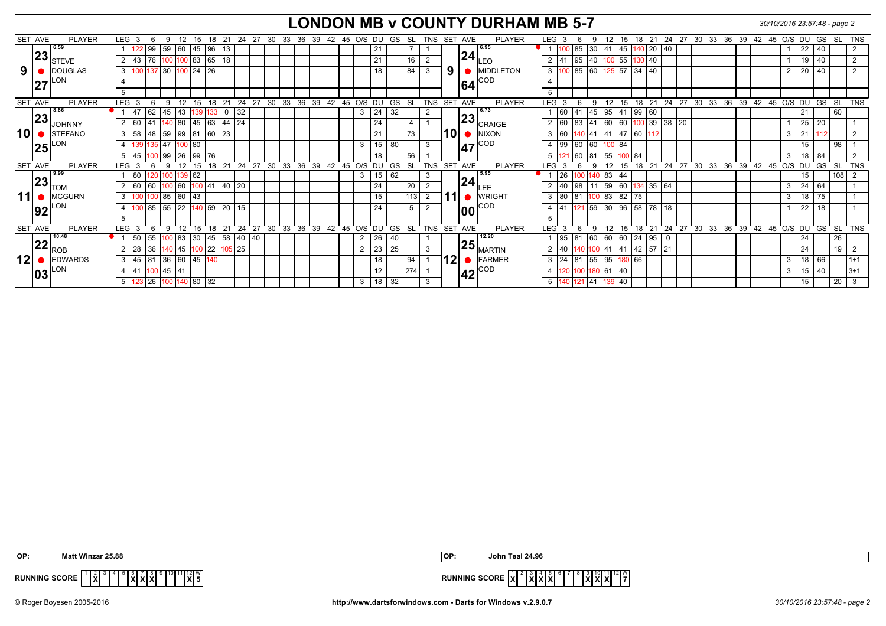# LONDON MB v COUNTY DURHAM MB 5-7

*30/10/2016 23:57:48 - page 2*

| SET | AVE | PLAYER | LEG | 3 | 6 | 9 | 12 | 15 | 18 | 21 | 24 | O/S | DU | GS | SL | TNS | SET | AVE | PLAYER | LEG | 3 | 6 | 9 | 12 | 15 | 18 | 21 | 24 | 27 | O/S | DU | GS | SL | TNS |
|---|---|---|---|---|---|---|---|---|---|---|---|---|---|---|---|---|---|---|---|---|---|---|---|---|---|---|---|---|---|---|---|---|---|---|
| 9 | 23.27 (6.59) | STEVE DOUGLAS LON | 1 | 122 | 99 | 59 | 60 | 45 | 96 | 13 | | | 21 | | 7 | 1 | 9 | 24.64 (6.95) | LEO MIDDLETON COD | 1 | 100 | 85 | 30 | 41 | 45 | 140 | 20 | 40 | | 1 | 22 | 40 | | 2 |
| | | | 2 | 43 | 76 | 100 | 100 | 83 | 65 | 18 | | | 21 | | 16 | 2 | | | | 2 | 41 | 95 | 40 | 100 | 55 | 130 | 40 | | | 1 | 19 | 40 | | 2 |
| | | | 3 | 100 | 137 | 30 | 100 | 24 | 26 | | | | 18 | | 84 | 3 | | | | 3 | 100 | 85 | 60 | 125 | 57 | 34 | 40 | | | 2 | 20 | 40 | | 2 |
| | | | 4 | | | | | | | | | | | | | | | | | 4 | | | | | | | | | | | | | | |
| | | | 5 | | | | | | | | | | | | | | | | | 5 | | | | | | | | | | | | | | |
| 10 | 23.25 (8.86) | JOHNNY STEFANO LON | 1 | 47 | 62 | 45 | 43 | 139 | 133 | 0 | 32 | 3 | 24 | 32 | | 2 | 10 | 23.47 (6.73) | CRAIGE NIXON COD | 1 | 60 | 41 | 45 | 95 | 41 | 99 | 60 | | | | 21 | | 60 | |
| | | | 2 | 60 | 41 | 140 | 80 | 45 | 63 | 44 | 24 | | 24 | | 4 | 1 | | | | 2 | 60 | 83 | 41 | 60 | 60 | 100 | 39 | 38 | 20 | 1 | 25 | 20 | | 1 |
| | | | 3 | 58 | 48 | 59 | 99 | 81 | 60 | 23 | | | 21 | | 73 | | | | | 3 | 60 | 140 | 41 | 41 | 47 | 60 | 112 | | | 3 | 21 | 112 | | 2 |
| | | | 4 | 139 | 135 | 47 | 100 | 80 | | | | 3 | 15 | 80 | | 3 | | | | 4 | 99 | 60 | 60 | 100 | 84 | | | | | | 15 | | 98 | 1 |
| | | | 5 | 45 | 100 | 99 | 26 | 99 | 76 | | | | 18 | | 56 | 1 | | | | 5 | 121 | 60 | 81 | 55 | 100 | 84 | | | | 3 | 18 | 84 | | 2 |
| 11 | 23.92 (9.99) | TOM MCGURN LON | 1 | 80 | 120 | 100 | 139 | 62 | | | | 3 | 15 | 62 | | 3 | 11 | 24.00 (5.95) | LEE WRIGHT COD | 1 | 26 | 100 | 140 | 83 | 44 | | | | | | 15 | | 108 | 2 |
| | | | 2 | 60 | 60 | 100 | 60 | 100 | 41 | 40 | 20 | | 24 | | 20 | 2 | | | | 2 | 40 | 98 | 11 | 59 | 60 | 134 | 35 | 64 | | 3 | 24 | 64 | | 1 |
| | | | 3 | 100 | 100 | 85 | 60 | 43 | | | | | 15 | | 113 | 2 | | | | 3 | 80 | 81 | 100 | 83 | 82 | 75 | | | | 3 | 18 | 75 | | 1 |
| | | | 4 | 100 | 85 | 55 | 22 | 140 | 59 | 20 | 15 | | 24 | | 5 | 2 | | | | 4 | 41 | 121 | 59 | 30 | 96 | 58 | 78 | 18 | | 1 | 22 | 18 | | 1 |
| | | | 5 | | | | | | | | | | | | | | | | | 5 | | | | | | | | | | | | | | |
| 12 | 22.03 (10.48) | ROB EDWARDS LON | 1 | 50 | 55 | 100 | 83 | 30 | 45 | 58 | 40 | 2 | 26 | 40 | | 1 | 12 | 25.42 (12.20) | MARTIN FARMER COD | 1 | 95 | 81 | 60 | 60 | 60 | 24 | 95 | 0 | | | 24 | | 26 | |
| | | | 2 | 28 | 36 | 140 | 45 | 100 | 22 | 105 | 25 | 2 | 23 | 25 | | 3 | | | | 2 | 40 | 140 | 100 | 41 | 41 | 42 | 57 | 21 | | | 24 | | 19 | 2 |
| | | | 3 | 45 | 81 | 36 | 60 | 45 | 140 | | | | 18 | | 94 | 1 | | | | 3 | 24 | 81 | 55 | 95 | 180 | 66 | | | | 3 | 18 | 66 | | 1+1 |
| | | | 4 | 41 | 100 | 45 | 41 | | | | | | 12 | | 274 | 1 | | | | 4 | 120 | 100 | 180 | 61 | 40 | | | | | 3 | 15 | 40 | | 3+1 |
| | | | 5 | 123 | 26 | 100 | 140 | 80 | 32 | | | 3 | 18 | 32 | | 3 | | | | 5 | 140 | 121 | 41 | 139 | 40 | | | | | | 15 | | 20 | 3 |

Note: Rob Edwards leg 1 also scored 40 at dart 27.

OP: Matt Winzar 25.88 | OP: John Teal 24.96

| RUNNING SCORE | 1 | 2 | 3 | 4 | 5 | 6 | 7 | 8 | 9 | 10 | 11 | 12 | W |
|---|---|---|---|---|---|---|---|---|---|---|---|---|---|
| LONDON | | X | | | | X | X | X | | | | X | 5 |
| COUNTY DURHAM | X | | X | X | X | | | | X | X | X | | 7 |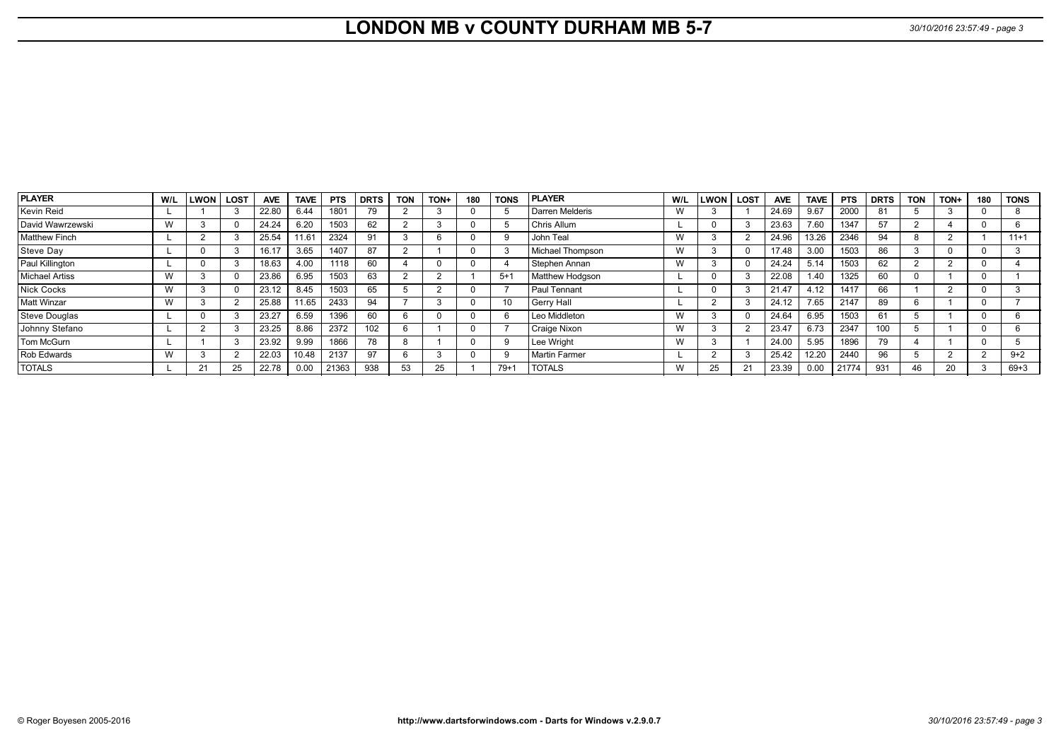# LONDON MB v COUNTY DURHAM MB 5-7

| PLAYER | W/L | LWON | LOST | AVE | TAVE | PTS | DRTS | TON | TON+ | 180 | TONS | PLAYER | W/L | LWON | LOST | AVE | TAVE | PTS | DRTS | TON | TON+ | 180 | TONS |
|---|---|---|---|---|---|---|---|---|---|---|---|---|---|---|---|---|---|---|---|---|---|---|---|
| Kevin Reid | L | 1 | 3 | 22.80 | 6.44 | 1801 | 79 | 2 | 3 | 0 | 5 | Darren Melderis | W | 3 | 1 | 24.69 | 9.67 | 2000 | 81 | 5 | 3 | 0 | 8 |
| David Wawrzewski | W | 3 | 0 | 24.24 | 6.20 | 1503 | 62 | 2 | 3 | 0 | 5 | Chris Allum | L | 0 | 3 | 23.63 | 7.60 | 1347 | 57 | 2 | 4 | 0 | 6 |
| Matthew Finch | L | 2 | 3 | 25.54 | 11.61 | 2324 | 91 | 3 | 6 | 0 | 9 | John Teal | W | 3 | 2 | 24.96 | 13.26 | 2346 | 94 | 8 | 2 | 1 | 11+1 |
| Steve Day | L | 0 | 3 | 16.17 | 3.65 | 1407 | 87 | 2 | 1 | 0 | 3 | Michael Thompson | W | 3 | 0 | 17.48 | 3.00 | 1503 | 86 | 3 | 0 | 0 | 3 |
| Paul Killington | L | 0 | 3 | 18.63 | 4.00 | 1118 | 60 | 4 | 0 | 0 | 4 | Stephen Annan | W | 3 | 0 | 24.24 | 5.14 | 1503 | 62 | 2 | 2 | 0 | 4 |
| Michael Artiss | W | 3 | 0 | 23.86 | 6.95 | 1503 | 63 | 2 | 2 | 1 | 5+1 | Matthew Hodgson | L | 0 | 3 | 22.08 | 1.40 | 1325 | 60 | 0 | 1 | 0 | 1 |
| Nick Cocks | W | 3 | 0 | 23.12 | 8.45 | 1503 | 65 | 5 | 2 | 0 | 7 | Paul Tennant | L | 0 | 3 | 21.47 | 4.12 | 1417 | 66 | 1 | 2 | 0 | 3 |
| Matt Winzar | W | 3 | 2 | 25.88 | 11.65 | 2433 | 94 | 7 | 3 | 0 | 10 | Gerry Hall | L | 2 | 3 | 24.12 | 7.65 | 2147 | 89 | 6 | 1 | 0 | 7 |
| Steve Douglas | L | 0 | 3 | 23.27 | 6.59 | 1396 | 60 | 6 | 0 | 0 | 6 | Leo Middleton | W | 3 | 0 | 24.64 | 6.95 | 1503 | 61 | 5 | 1 | 0 | 6 |
| Johnny Stefano | L | 2 | 3 | 23.25 | 8.86 | 2372 | 102 | 6 | 1 | 0 | 7 | Craige Nixon | W | 3 | 2 | 23.47 | 6.73 | 2347 | 100 | 5 | 1 | 0 | 6 |
| Tom McGurn | L | 1 | 3 | 23.92 | 9.99 | 1866 | 78 | 8 | 1 | 0 | 9 | Lee Wright | W | 3 | 1 | 24.00 | 5.95 | 1896 | 79 | 4 | 1 | 0 | 5 |
| Rob Edwards | W | 3 | 2 | 22.03 | 10.48 | 2137 | 97 | 6 | 3 | 0 | 9 | Martin Farmer | L | 2 | 3 | 25.42 | 12.20 | 2440 | 96 | 5 | 2 | 2 | 9+2 |
| TOTALS | L | 21 | 25 | 22.78 | 0.00 | 21363 | 938 | 53 | 25 | 1 | 79+1 | TOTALS | W | 25 | 21 | 23.39 | 0.00 | 21774 | 931 | 46 | 20 | 3 | 69+3 |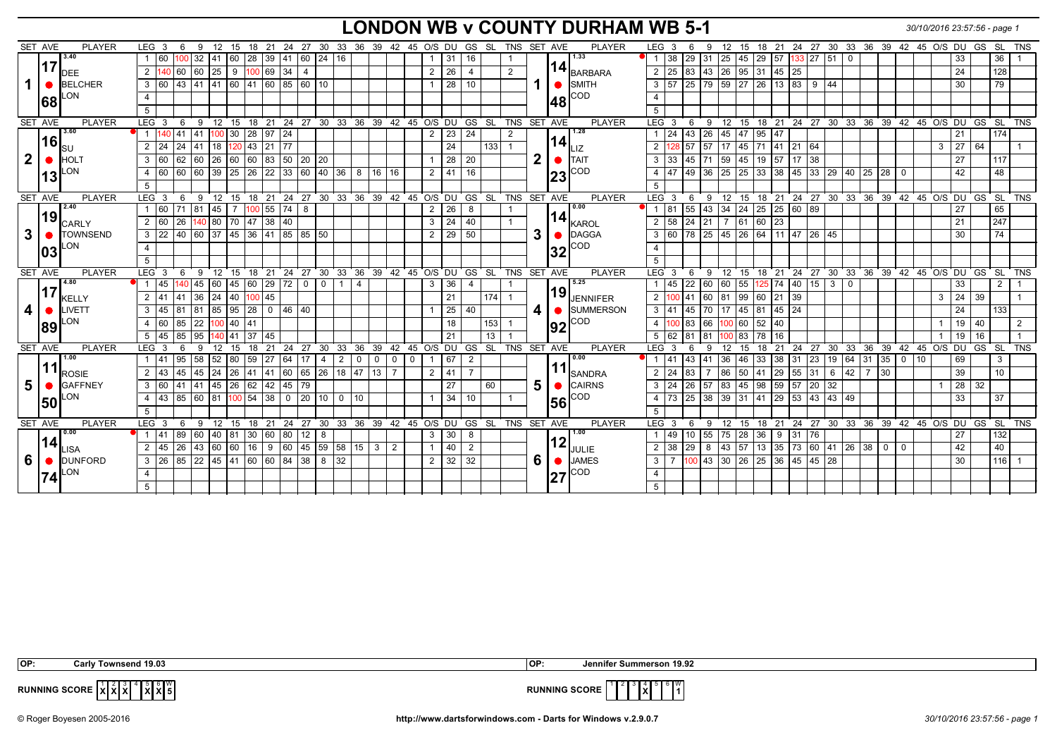# LONDON WB v COUNTY DURHAM WB 5-1

30/10/2016 23:57:56 - page 1

| SET | AVE | PLAYER | LEG | 3 | 6 | 9 | 12 | 15 | 18 | 21 | 24 | 27 | 30 | 33 | 36 | 39 | 42 | 45 | O/S | DU | GS | SL | TNS | SET | AVE | PLAYER | LEG | 3 | 6 | 9 | 12 | 15 | 18 | 21 | 24 | 27 | 30 | 33 | 36 | 39 | 42 | 45 | O/S | DU | GS | SL | TNS |
|---|---|---|---|---|---|---|---|---|---|---|---|---|---|---|---|---|---|---|---|---|---|---|---|---|---|---|---|---|---|---|---|---|---|---|---|---|---|---|---|---|---|---|---|---|---|---|---|
| 1 | 17.68 (3.40) | DEE BELCHER LON | 1 | 60 | 100 | 32 | 41 | 60 | 28 | 39 | 41 | 60 | 24 | 16 | | | | | 1 | 31 | 16 | | 1 | 1 | 14.48 (1.33) | BARBARA SMITH COD | 1 | 38 | 29 | 31 | 25 | 45 | 29 | 57 | 133 | 27 | 51 | 0 | | | | | | 33 | | 36 | 1 |
| | | | 2 | 140 | 60 | 60 | 25 | 9 | 100 | 69 | 34 | 4 | | | | | | | 2 | 26 | 4 | | 2 | | | | 2 | 25 | 83 | 43 | 26 | 95 | 31 | 45 | 25 | | | | | | | | | 24 | | 128 | |
| | | | 3 | 60 | 43 | 41 | 41 | 60 | 41 | 60 | 85 | 60 | 10 | | | | | | 1 | 28 | 10 | | | | | | 3 | 57 | 25 | 79 | 59 | 27 | 26 | 13 | 83 | 9 | 44 | | | | | | | 30 | | 79 | |
| | | | 4 | | | | | | | | | | | | | | | | | | | | | | | | 4 | | | | | | | | | | | | | | | | | | | | |
| | | | 5 | | | | | | | | | | | | | | | | | | | | | | | | 5 | | | | | | | | | | | | | | | | | | | | |
| 2 | 16.13 (3.60) | SU HOLT LON | 1 | 140 | 41 | 41 | 100 | 30 | 28 | 97 | 24 | | | | | | | | 2 | 23 | 24 | | 2 | 2 | 14.23 (1.28) | LIZ TAIT COD | 1 | 24 | 43 | 26 | 45 | 47 | 95 | 47 | | | | | | | | | | 21 | | 174 | |
| | | | 2 | 24 | 24 | 41 | 18 | 120 | 43 | 21 | 77 | | | | | | | | | 24 | | 133 | 1 | | | | 2 | 128 | 57 | 57 | 17 | 45 | 71 | 41 | 21 | 64 | | | | | | | 3 | 27 | 64 | | 1 |
| | | | 3 | 60 | 62 | 60 | 26 | 60 | 83 | 50 | 20 | 20 | | | | | | | 1 | 28 | 20 | | | | | | 3 | 33 | 45 | 71 | 59 | 45 | 19 | 57 | 17 | 38 | | | | | | | | 27 | | 117 | |
| | | | 4 | 60 | 60 | 60 | 39 | 25 | 22 | 33 | 60 | 40 | 36 | 8 | 16 | 16 | | | 2 | 41 | 16 | | | | | | 4 | 47 | 49 | 36 | 25 | 25 | 33 | 38 | 45 | 33 | 29 | 40 | 25 | 28 | 0 | | | 42 | | 48 | |
| | | | 5 | | | | | | | | | | | | | | | | | | | | | | | | 5 | | | | | | | | | | | | | | | | | | | | |
| 3 | 19.03 (2.40) | CARLY TOWNSEND LON | 1 | 60 | 71 | 81 | 45 | 7 | 100 | 55 | 74 | 8 | | | | | | | 2 | 26 | 8 | | 1 | 3 | 14.32 (0.00) | KAROL DAGGA COD | 1 | 81 | 55 | 43 | 34 | 24 | 25 | 25 | 60 | 89 | | | | | | | | 27 | | 65 | |
| | | | 2 | 60 | 26 | 140 | 80 | 70 | 47 | 38 | 40 | | | | | | | | 3 | 24 | 40 | | 1 | | | | 2 | 58 | 24 | 21 | 7 | 61 | 60 | 23 | | | | | | | | | | 21 | | 247 | |
| | | | 3 | 22 | 40 | 60 | 37 | 45 | 36 | 41 | 85 | 85 | 50 | | | | | | 2 | 29 | 50 | | | | | | 3 | 60 | 78 | 25 | 45 | 26 | 64 | 11 | 47 | 26 | 45 | | | | | | | 30 | | 74 | |
| | | | 4 | | | | | | | | | | | | | | | | | | | | | | | | 4 | | | | | | | | | | | | | | | | | | | | |
| | | | 5 | | | | | | | | | | | | | | | | | | | | | | | | 5 | | | | | | | | | | | | | | | | | | | | |
| 4 | 17.89 (4.80) | KELLY LIVETT LON | 1 | 45 | 140 | 45 | 60 | 45 | 60 | 29 | 72 | 0 | 0 | 1 | 4 | | | | 3 | 36 | 4 | | 1 | 4 | 19.92 (5.25) | JENNIFER SUMMERSON COD | 1 | 45 | 22 | 60 | 60 | 55 | 125 | 74 | 40 | 15 | 3 | 0 | | | | | | 33 | | 2 | 1 |
| | | | 2 | 41 | 41 | 36 | 24 | 40 | 100 | 45 | | | | | | | | | | 21 | | 174 | 1 | | | | 2 | 100 | 41 | 60 | 81 | 99 | 60 | 21 | 39 | | | | | | | | 3 | 24 | 39 | | 1 |
| | | | 3 | 45 | 81 | 81 | 85 | 95 | 28 | 0 | 46 | 40 | | | | | | | 1 | 25 | 40 | | | | | | 3 | 41 | 45 | 70 | 17 | 45 | 81 | 45 | 24 | | | | | | | | | 24 | | 133 | |
| | | | 4 | 60 | 85 | 22 | 100 | 40 | 41 | | | | | | | | | | | 18 | | 153 | 1 | | | | 4 | 100 | 83 | 66 | 100 | 60 | 52 | 40 | | | | | | | | | 1 | 19 | 40 | | 2 |
| | | | 5 | 45 | 85 | 95 | 140 | 41 | 37 | 45 | | | | | | | | | | 21 | | 13 | 1 | | | | 5 | 62 | 81 | 81 | 100 | 83 | 78 | 16 | | | | | | | | | 1 | 19 | 16 | | 1 |
| 5 | 11.50 (1.00) | ROSIE GAFFNEY LON | 1 | 41 | 95 | 58 | 52 | 80 | 59 | 27 | 64 | 17 | 4 | 2 | 0 | 0 | 0 | 0 | 1 | 67 | 2 | | | 5 | 11.56 (0.00) | SANDRA CAIRNS COD | 1 | 41 | 43 | 41 | 36 | 46 | 33 | 38 | 31 | 23 | 19 | 64 | 31 | 35 | 0 | 10 | | 69 | | 3 | |
| | | | 2 | 43 | 45 | 45 | 24 | 26 | 41 | 41 | 60 | 65 | 26 | 18 | 47 | 13 | 7 | | 2 | 41 | 7 | | | | | | 2 | 24 | 83 | 7 | 86 | 50 | 41 | 29 | 55 | 31 | 6 | 42 | 7 | 30 | | | | 39 | | 10 | |
| | | | 3 | 60 | 41 | 41 | 45 | 26 | 62 | 42 | 45 | 79 | | | | | | | | 27 | | 60 | | | | | 3 | 24 | 26 | 57 | 83 | 45 | 98 | 59 | 57 | 20 | 32 | | | | | | 1 | 28 | 32 | | |
| | | | 4 | 43 | 85 | 60 | 81 | 100 | 54 | 38 | 0 | 20 | 10 | 0 | 10 | | | | 1 | 34 | 10 | | 1 | | | | 4 | 73 | 25 | 38 | 39 | 31 | 41 | 29 | 53 | 43 | 43 | 49 | | | | | | 33 | | 37 | |
| | | | 5 | | | | | | | | | | | | | | | | | | | | | | | | 5 | | | | | | | | | | | | | | | | | | | | |
| 6 | 14.74 (0.00) | LISA DUNFORD LON | 1 | 41 | 89 | 60 | 40 | 81 | 30 | 60 | 80 | 12 | 8 | | | | | | 3 | 30 | 8 | | | 6 | 12.27 (1.00) | JULIE JAMES COD | 1 | 49 | 10 | 55 | 75 | 28 | 36 | 9 | 31 | 76 | | | | | | | | 27 | | 132 | |
| | | | 2 | 45 | 26 | 43 | 60 | 60 | 16 | 9 | 60 | 45 | 59 | 58 | 15 | 3 | 2 | | 1 | 40 | 2 | | | | | | 2 | 38 | 29 | 8 | 43 | 57 | 13 | 35 | 73 | 60 | 41 | 26 | 38 | 0 | 0 | | | 42 | | 40 | |
| | | | 3 | 26 | 85 | 22 | 45 | 41 | 60 | 60 | 84 | 38 | 8 | 32 | | | | | 2 | 32 | 32 | | | | | | 3 | 7 | 100 | 43 | 30 | 26 | 25 | 36 | 45 | 45 | 28 | | | | | | | 30 | | 116 | 1 |
| | | | 4 | | | | | | | | | | | | | | | | | | | | | | | | 4 | | | | | | | | | | | | | | | | | | | | |
| | | | 5 | | | | | | | | | | | | | | | | | | | | | | | | 5 | | | | | | | | | | | | | | | | | | | | |

OP: Carly Townsend 19.03 | OP: Jennifer Summerson 19.92

RUNNING SCORE (LONDON WB): 1 X, 2 X, 3 X, 4 –, 5 X, 6 X, W 5

RUNNING SCORE (COUNTY DURHAM WB): 1 –, 2 –, 3 –, 4 X, 5 –, 6 –, W 1

© Roger Boyesen 2005-2016 | http://www.dartsforwindows.com - Darts for Windows v.2.9.0.7 | 30/10/2016 23:57:56 - page 1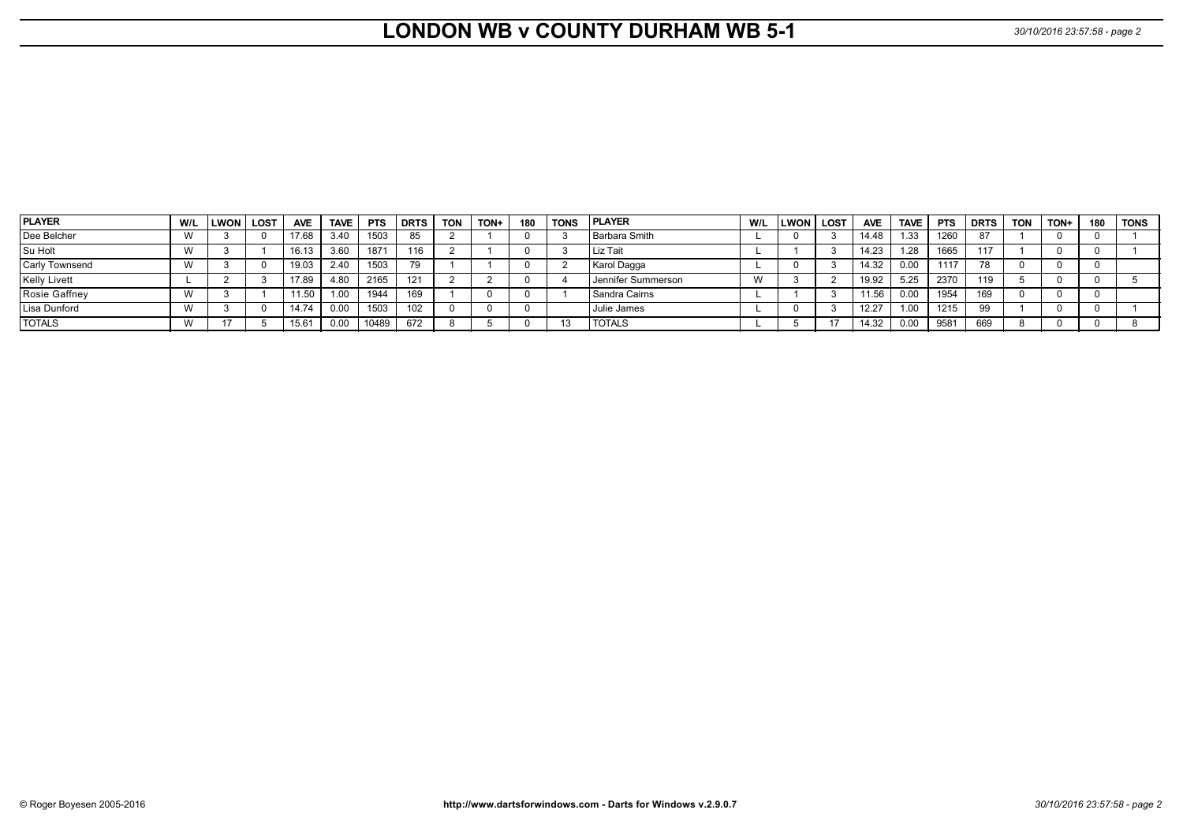# LONDON WB v COUNTY DURHAM WB 5-1

| PLAYER | W/L | LWON | LOST | AVE | TAVE | PTS | DRTS | TON | TON+ | 180 | TONS | PLAYER | W/L | LWON | LOST | AVE | TAVE | PTS | DRTS | TON | TON+ | 180 | TONS |
|---|---|---|---|---|---|---|---|---|---|---|---|---|---|---|---|---|---|---|---|---|---|---|---|
| Dee Belcher | W | 3 | 0 | 17.68 | 3.40 | 1503 | 85 | 2 | 1 | 0 | 3 | Barbara Smith | L | 0 | 3 | 14.48 | 1.33 | 1260 | 87 | 1 | 0 | 0 | 1 |
| Su Holt | W | 3 | 1 | 16.13 | 3.60 | 1871 | 116 | 2 | 1 | 0 | 3 | Liz Tait | L | 1 | 3 | 14.23 | 1.28 | 1665 | 117 | 1 | 0 | 0 | 1 |
| Carly Townsend | W | 3 | 0 | 19.03 | 2.40 | 1503 | 79 | 1 | 1 | 0 | 2 | Karol Dagga | L | 0 | 3 | 14.32 | 0.00 | 1117 | 78 | 0 | 0 | 0 | |
| Kelly Livett | L | 2 | 3 | 17.89 | 4.80 | 2165 | 121 | 2 | 2 | 0 | 4 | Jennifer Summerson | W | 3 | 2 | 19.92 | 5.25 | 2370 | 119 | 5 | 0 | 0 | 5 |
| Rosie Gaffney | W | 3 | 1 | 11.50 | 1.00 | 1944 | 169 | 1 | 0 | 0 | 1 | Sandra Cairns | L | 1 | 3 | 11.56 | 0.00 | 1954 | 169 | 0 | 0 | 0 | |
| Lisa Dunford | W | 3 | 0 | 14.74 | 0.00 | 1503 | 102 | 0 | 0 | 0 | | Julie James | L | 0 | 3 | 12.27 | 1.00 | 1215 | 99 | 1 | 0 | 0 | 1 |
| TOTALS | W | 17 | 5 | 15.61 | 0.00 | 10489 | 672 | 8 | 5 | 0 | 13 | TOTALS | L | 5 | 17 | 14.32 | 0.00 | 9581 | 669 | 8 | 0 | 0 | 8 |